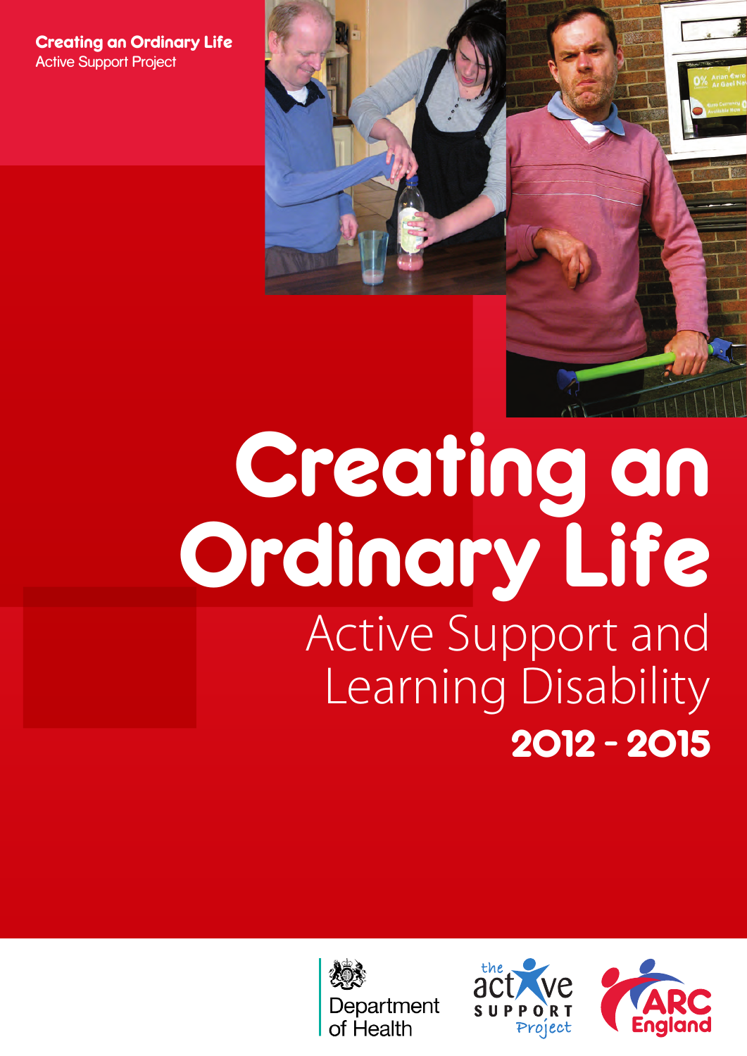**Creating an Ordinary Life**
Active Support Project

# Creating an Ordinary Life

## Active Support and Learning Disability

**2012 - 2015**

Department of Health

the active SUPPORT Project

ARC England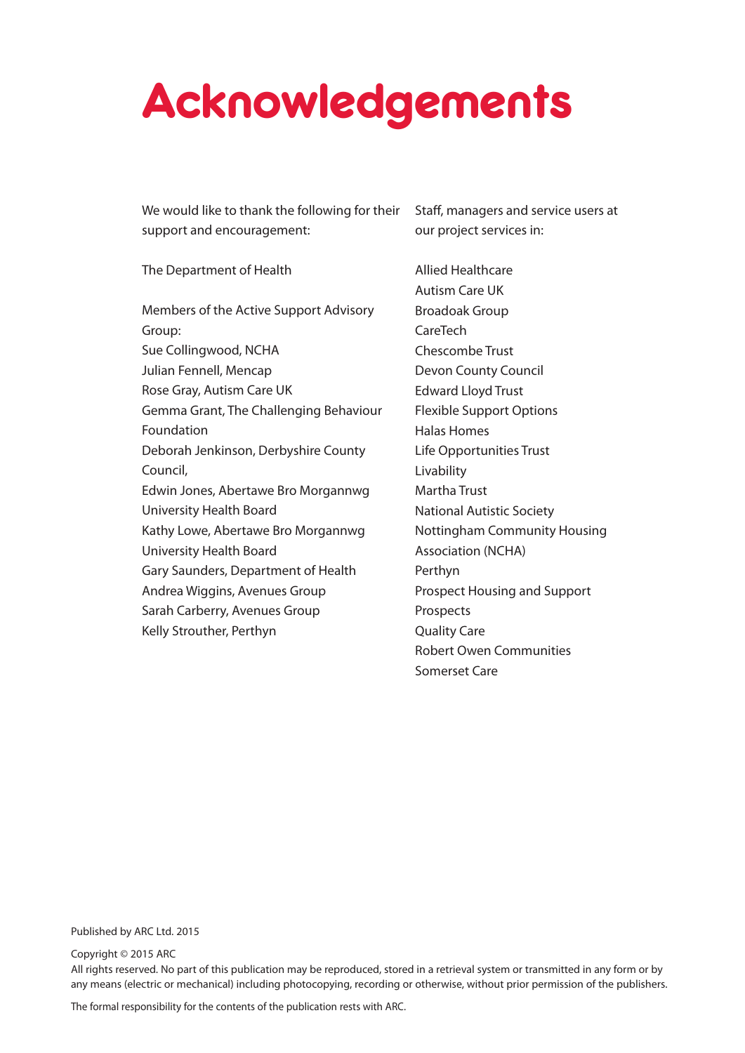# Acknowledgements

We would like to thank the following for their support and encouragement:

The Department of Health

Members of the Active Support Advisory Group:
Sue Collingwood, NCHA
Julian Fennell, Mencap
Rose Gray, Autism Care UK
Gemma Grant, The Challenging Behaviour Foundation
Deborah Jenkinson, Derbyshire County Council,
Edwin Jones, Abertawe Bro Morgannwg University Health Board
Kathy Lowe, Abertawe Bro Morgannwg University Health Board
Gary Saunders, Department of Health
Andrea Wiggins, Avenues Group
Sarah Carberry, Avenues Group
Kelly Strouther, Perthyn

Staff, managers and service users at our project services in:

Allied Healthcare
Autism Care UK
Broadoak Group
CareTech
Chescombe Trust
Devon County Council
Edward Lloyd Trust
Flexible Support Options
Halas Homes
Life Opportunities Trust
Livability
Martha Trust
National Autistic Society
Nottingham Community Housing Association (NCHA)
Perthyn
Prospect Housing and Support
Prospects
Quality Care
Robert Owen Communities
Somerset Care

Published by ARC Ltd. 2015

Copyright © 2015 ARC
All rights reserved. No part of this publication may be reproduced, stored in a retrieval system or transmitted in any form or by any means (electric or mechanical) including photocopying, recording or otherwise, without prior permission of the publishers.

The formal responsibility for the contents of the publication rests with ARC.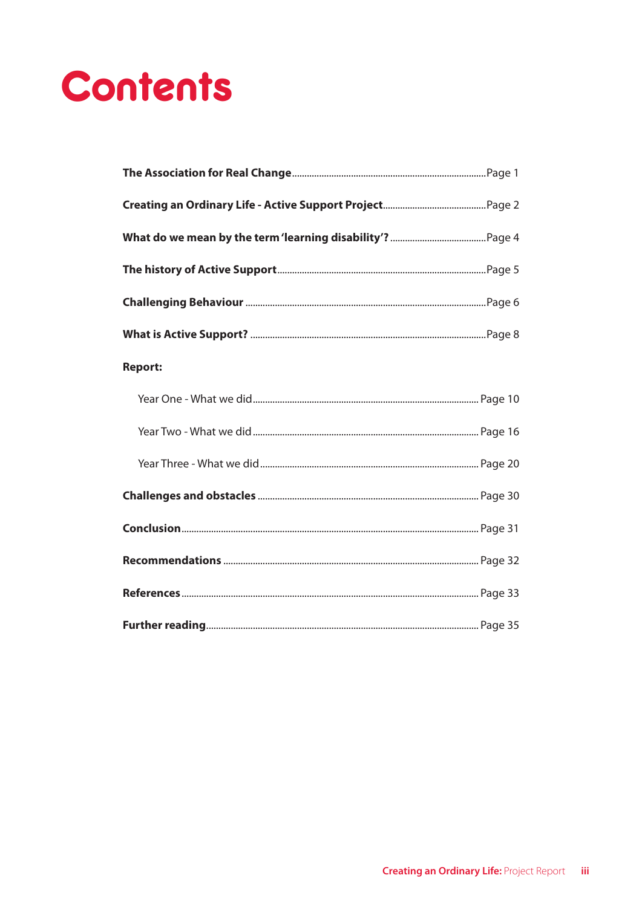# Contents

**The Association for Real Change** ........ Page 1

**Creating an Ordinary Life - Active Support Project** ........ Page 2

**What do we mean by the term 'learning disability'?** ........ Page 4

**The history of Active Support** ........ Page 5

**Challenging Behaviour** ........ Page 6

**What is Active Support?** ........ Page 8

**Report:**

- Year One - What we did ........ Page 10
- Year Two - What we did ........ Page 16
- Year Three - What we did ........ Page 20

**Challenges and obstacles** ........ Page 30

**Conclusion** ........ Page 31

**Recommendations** ........ Page 32

**References** ........ Page 33

**Further reading** ........ Page 35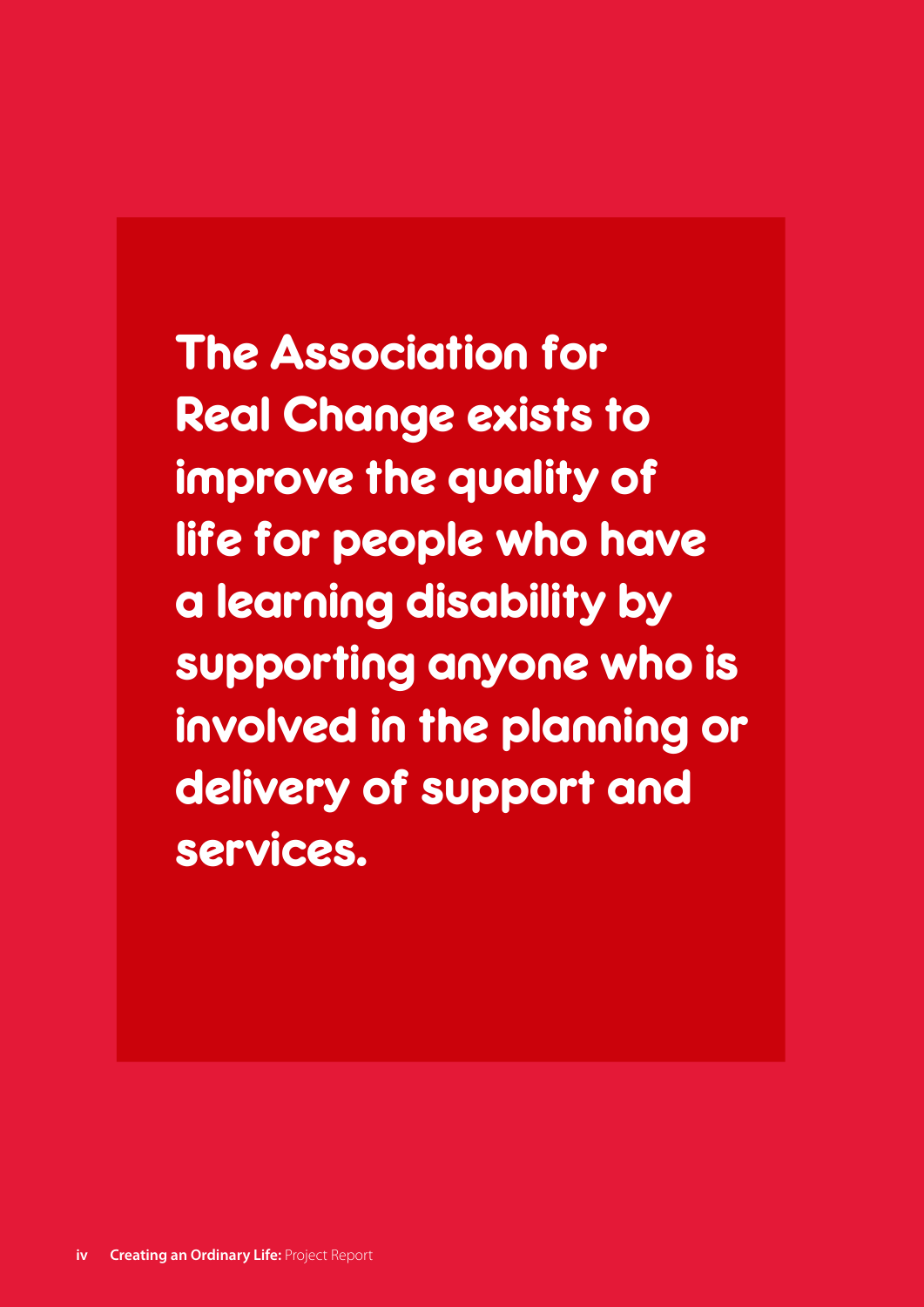**The Association for Real Change exists to improve the quality of life for people who have a learning disability by supporting anyone who is involved in the planning or delivery of support and services.**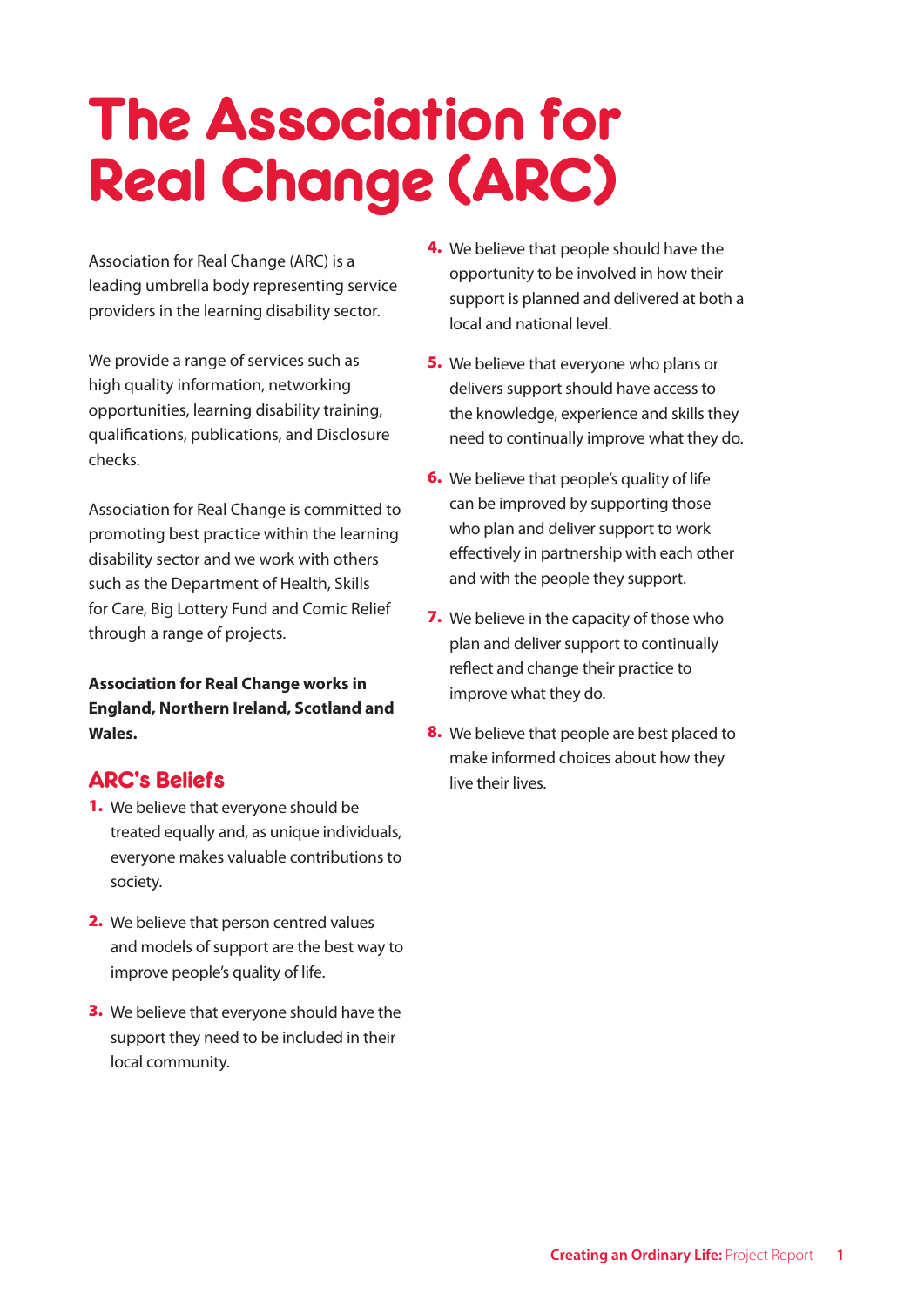# The Association for Real Change (ARC)

Association for Real Change (ARC) is a leading umbrella body representing service providers in the learning disability sector.

We provide a range of services such as high quality information, networking opportunities, learning disability training, qualifications, publications, and Disclosure checks.

Association for Real Change is committed to promoting best practice within the learning disability sector and we work with others such as the Department of Health, Skills for Care, Big Lottery Fund and Comic Relief through a range of projects.

**Association for Real Change works in England, Northern Ireland, Scotland and Wales.**

## ARC's Beliefs

1. We believe that everyone should be treated equally and, as unique individuals, everyone makes valuable contributions to society.
2. We believe that person centred values and models of support are the best way to improve people's quality of life.
3. We believe that everyone should have the support they need to be included in their local community.
4. We believe that people should have the opportunity to be involved in how their support is planned and delivered at both a local and national level.
5. We believe that everyone who plans or delivers support should have access to the knowledge, experience and skills they need to continually improve what they do.
6. We believe that people's quality of life can be improved by supporting those who plan and deliver support to work effectively in partnership with each other and with the people they support.
7. We believe in the capacity of those who plan and deliver support to continually reflect and change their practice to improve what they do.
8. We believe that people are best placed to make informed choices about how they live their lives.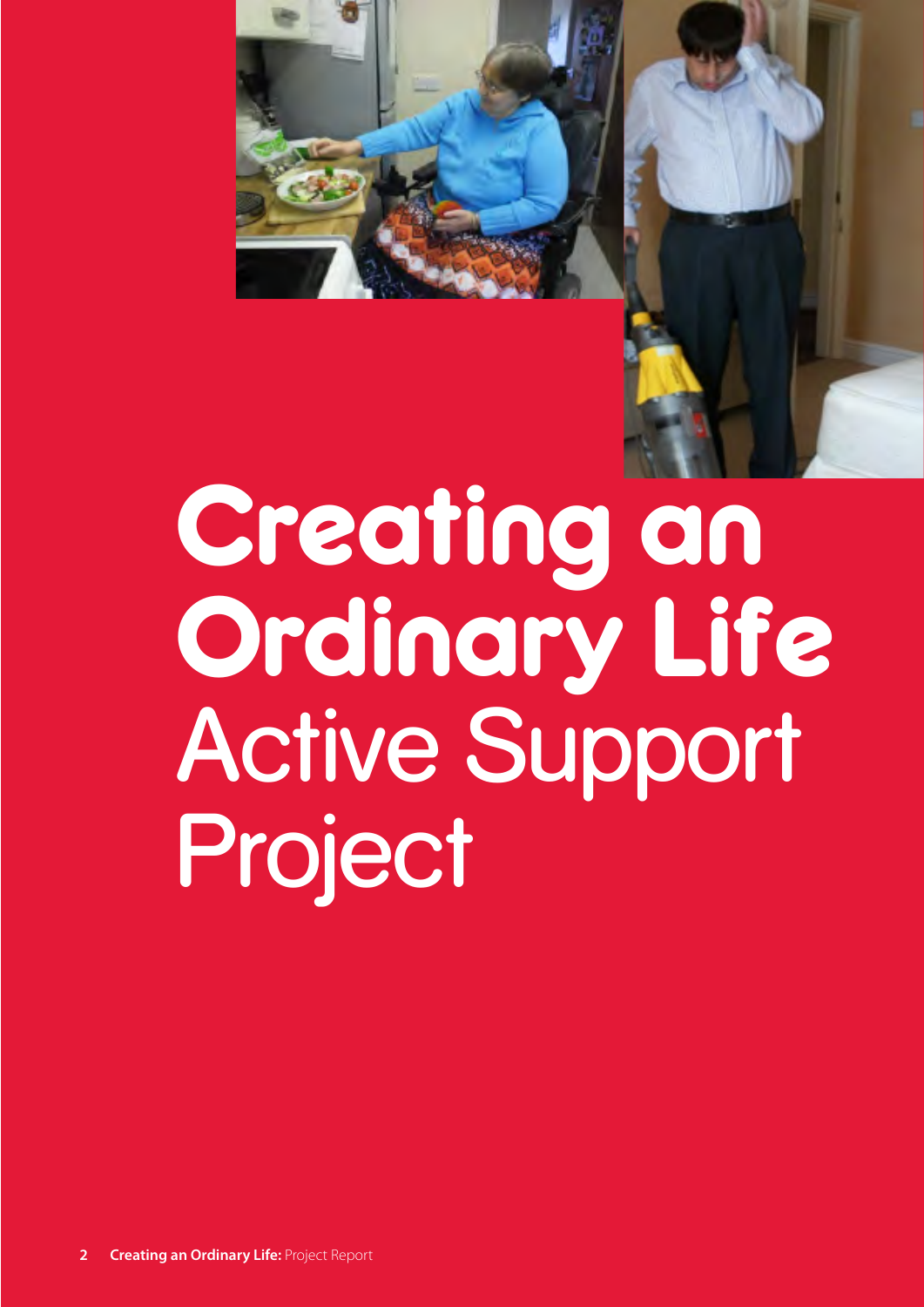# Creating an Ordinary Life

## Active Support Project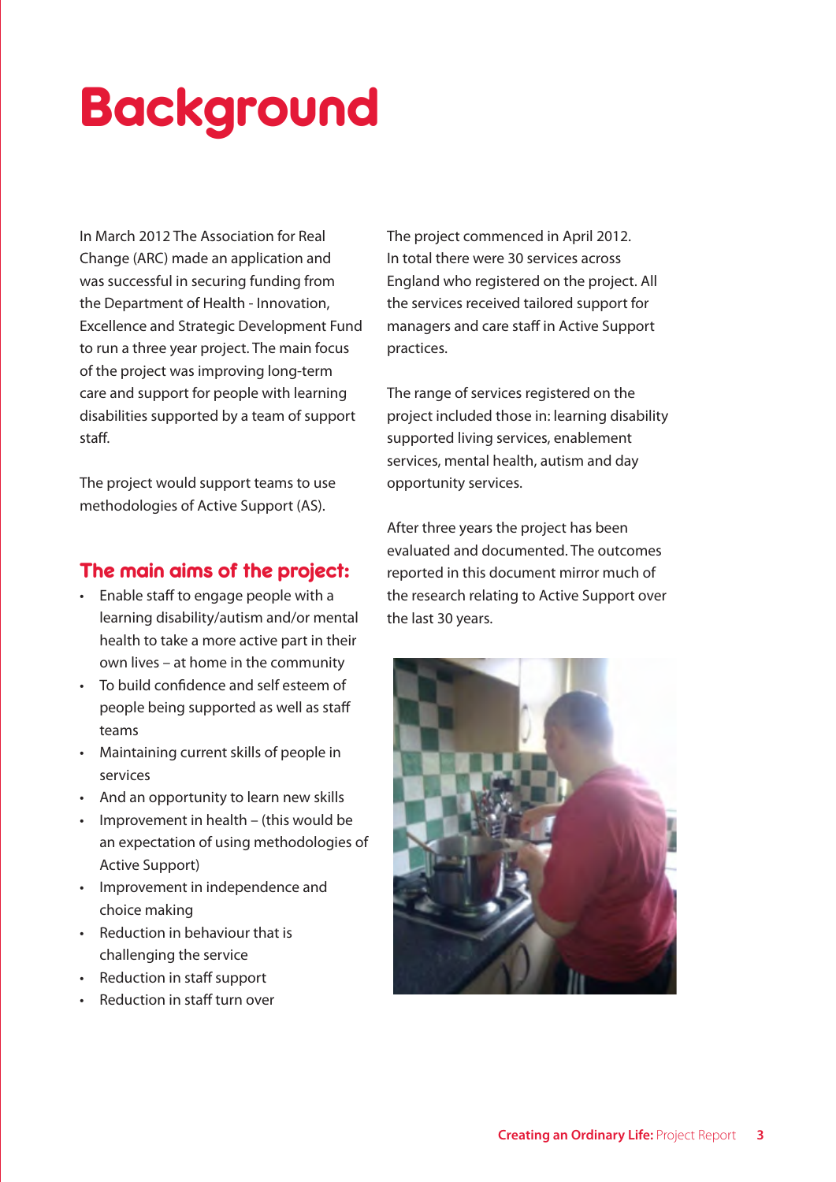# Background

In March 2012 The Association for Real Change (ARC) made an application and was successful in securing funding from the Department of Health - Innovation, Excellence and Strategic Development Fund to run a three year project. The main focus of the project was improving long-term care and support for people with learning disabilities supported by a team of support staff.

The project would support teams to use methodologies of Active Support (AS).

## The main aims of the project:

- Enable staff to engage people with a learning disability/autism and/or mental health to take a more active part in their own lives – at home in the community
- To build confidence and self esteem of people being supported as well as staff teams
- Maintaining current skills of people in services
- And an opportunity to learn new skills
- Improvement in health – (this would be an expectation of using methodologies of Active Support)
- Improvement in independence and choice making
- Reduction in behaviour that is challenging the service
- Reduction in staff support
- Reduction in staff turn over

The project commenced in April 2012. In total there were 30 services across England who registered on the project. All the services received tailored support for managers and care staff in Active Support practices.

The range of services registered on the project included those in: learning disability supported living services, enablement services, mental health, autism and day opportunity services.

After three years the project has been evaluated and documented. The outcomes reported in this document mirror much of the research relating to Active Support over the last 30 years.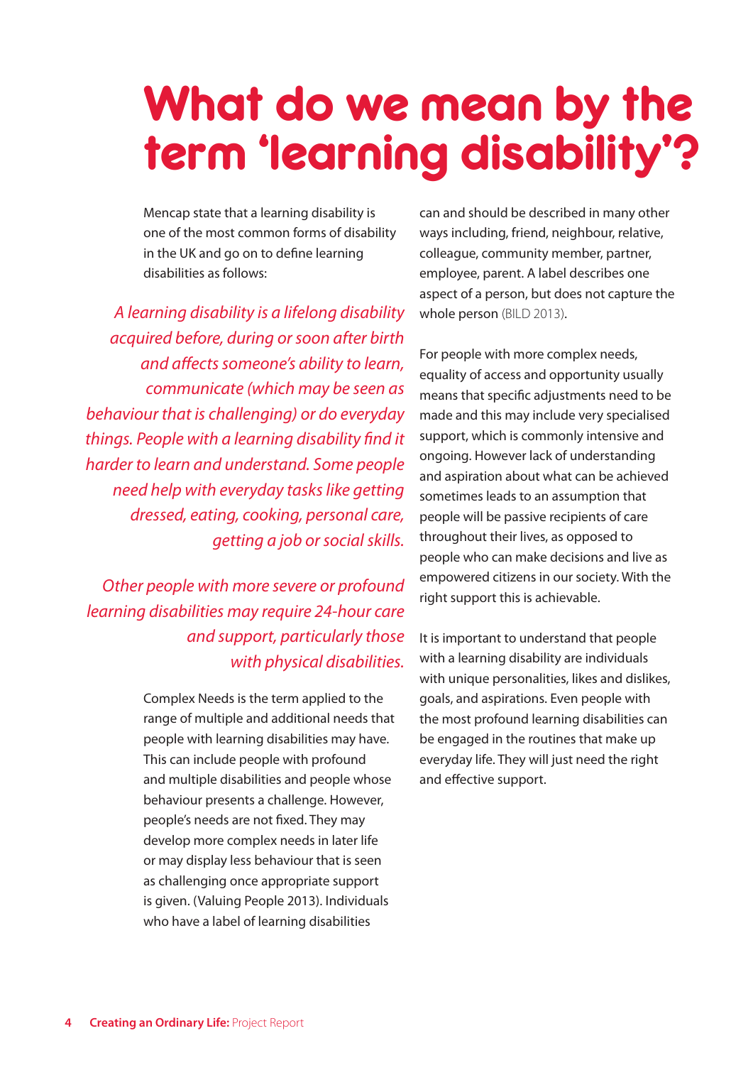# What do we mean by the term 'learning disability'?

Mencap state that a learning disability is one of the most common forms of disability in the UK and go on to define learning disabilities as follows:

*A learning disability is a lifelong disability acquired before, during or soon after birth and affects someone's ability to learn, communicate (which may be seen as behaviour that is challenging) or do everyday things. People with a learning disability find it harder to learn and understand. Some people need help with everyday tasks like getting dressed, eating, cooking, personal care, getting a job or social skills.*

*Other people with more severe or profound learning disabilities may require 24-hour care and support, particularly those with physical disabilities.*

Complex Needs is the term applied to the range of multiple and additional needs that people with learning disabilities may have. This can include people with profound and multiple disabilities and people whose behaviour presents a challenge. However, people's needs are not fixed. They may develop more complex needs in later life or may display less behaviour that is seen as challenging once appropriate support is given. (Valuing People 2013). Individuals who have a label of learning disabilities can and should be described in many other ways including, friend, neighbour, relative, colleague, community member, partner, employee, parent. A label describes one aspect of a person, but does not capture the whole person (BILD 2013).

For people with more complex needs, equality of access and opportunity usually means that specific adjustments need to be made and this may include very specialised support, which is commonly intensive and ongoing. However lack of understanding and aspiration about what can be achieved sometimes leads to an assumption that people will be passive recipients of care throughout their lives, as opposed to people who can make decisions and live as empowered citizens in our society. With the right support this is achievable.

It is important to understand that people with a learning disability are individuals with unique personalities, likes and dislikes, goals, and aspirations. Even people with the most profound learning disabilities can be engaged in the routines that make up everyday life. They will just need the right and effective support.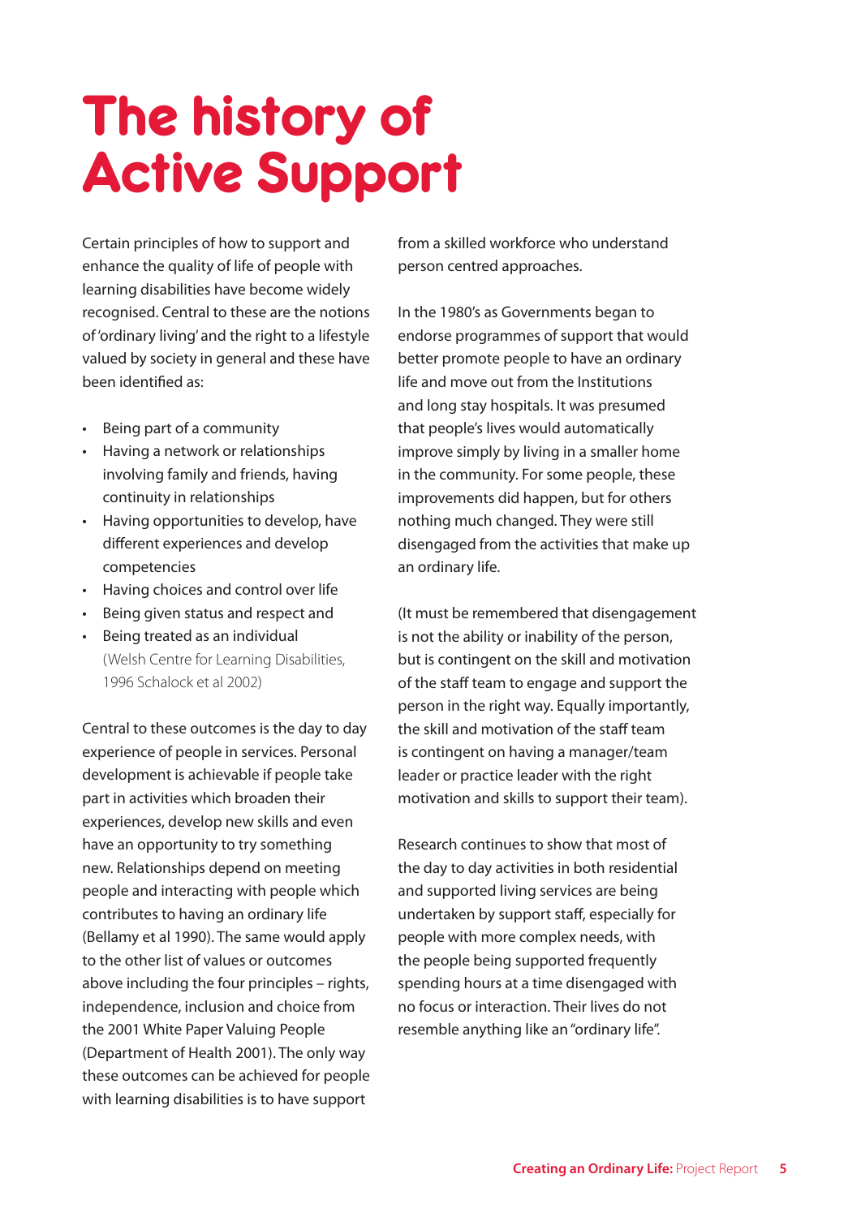# The history of Active Support

Certain principles of how to support and enhance the quality of life of people with learning disabilities have become widely recognised. Central to these are the notions of 'ordinary living' and the right to a lifestyle valued by society in general and these have been identified as:

- Being part of a community
- Having a network or relationships involving family and friends, having continuity in relationships
- Having opportunities to develop, have different experiences and develop competencies
- Having choices and control over life
- Being given status and respect and
- Being treated as an individual (Welsh Centre for Learning Disabilities, 1996 Schalock et al 2002)

Central to these outcomes is the day to day experience of people in services. Personal development is achievable if people take part in activities which broaden their experiences, develop new skills and even have an opportunity to try something new. Relationships depend on meeting people and interacting with people which contributes to having an ordinary life (Bellamy et al 1990). The same would apply to the other list of values or outcomes above including the four principles – rights, independence, inclusion and choice from the 2001 White Paper Valuing People (Department of Health 2001). The only way these outcomes can be achieved for people with learning disabilities is to have support from a skilled workforce who understand person centred approaches.

In the 1980's as Governments began to endorse programmes of support that would better promote people to have an ordinary life and move out from the Institutions and long stay hospitals. It was presumed that people's lives would automatically improve simply by living in a smaller home in the community. For some people, these improvements did happen, but for others nothing much changed. They were still disengaged from the activities that make up an ordinary life.

(It must be remembered that disengagement is not the ability or inability of the person, but is contingent on the skill and motivation of the staff team to engage and support the person in the right way. Equally importantly, the skill and motivation of the staff team is contingent on having a manager/team leader or practice leader with the right motivation and skills to support their team).

Research continues to show that most of the day to day activities in both residential and supported living services are being undertaken by support staff, especially for people with more complex needs, with the people being supported frequently spending hours at a time disengaged with no focus or interaction. Their lives do not resemble anything like an "ordinary life".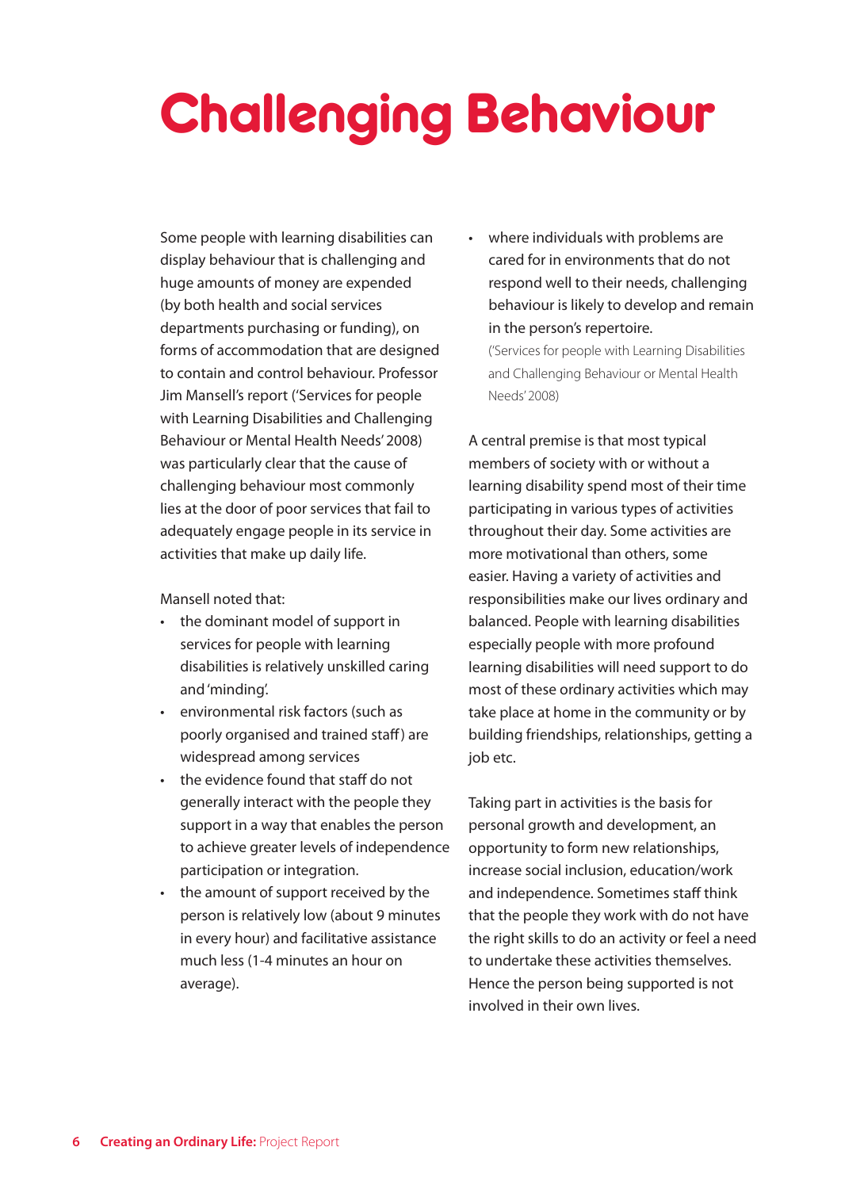# Challenging Behaviour

Some people with learning disabilities can display behaviour that is challenging and huge amounts of money are expended (by both health and social services departments purchasing or funding), on forms of accommodation that are designed to contain and control behaviour. Professor Jim Mansell's report ('Services for people with Learning Disabilities and Challenging Behaviour or Mental Health Needs' 2008) was particularly clear that the cause of challenging behaviour most commonly lies at the door of poor services that fail to adequately engage people in its service in activities that make up daily life.

Mansell noted that:

- the dominant model of support in services for people with learning disabilities is relatively unskilled caring and 'minding'.
- environmental risk factors (such as poorly organised and trained staff) are widespread among services
- the evidence found that staff do not generally interact with the people they support in a way that enables the person to achieve greater levels of independence participation or integration.
- the amount of support received by the person is relatively low (about 9 minutes in every hour) and facilitative assistance much less (1-4 minutes an hour on average).
- where individuals with problems are cared for in environments that do not respond well to their needs, challenging behaviour is likely to develop and remain in the person's repertoire.

('Services for people with Learning Disabilities and Challenging Behaviour or Mental Health Needs' 2008)

A central premise is that most typical members of society with or without a learning disability spend most of their time participating in various types of activities throughout their day. Some activities are more motivational than others, some easier. Having a variety of activities and responsibilities make our lives ordinary and balanced. People with learning disabilities especially people with more profound learning disabilities will need support to do most of these ordinary activities which may take place at home in the community or by building friendships, relationships, getting a job etc.

Taking part in activities is the basis for personal growth and development, an opportunity to form new relationships, increase social inclusion, education/work and independence. Sometimes staff think that the people they work with do not have the right skills to do an activity or feel a need to undertake these activities themselves. Hence the person being supported is not involved in their own lives.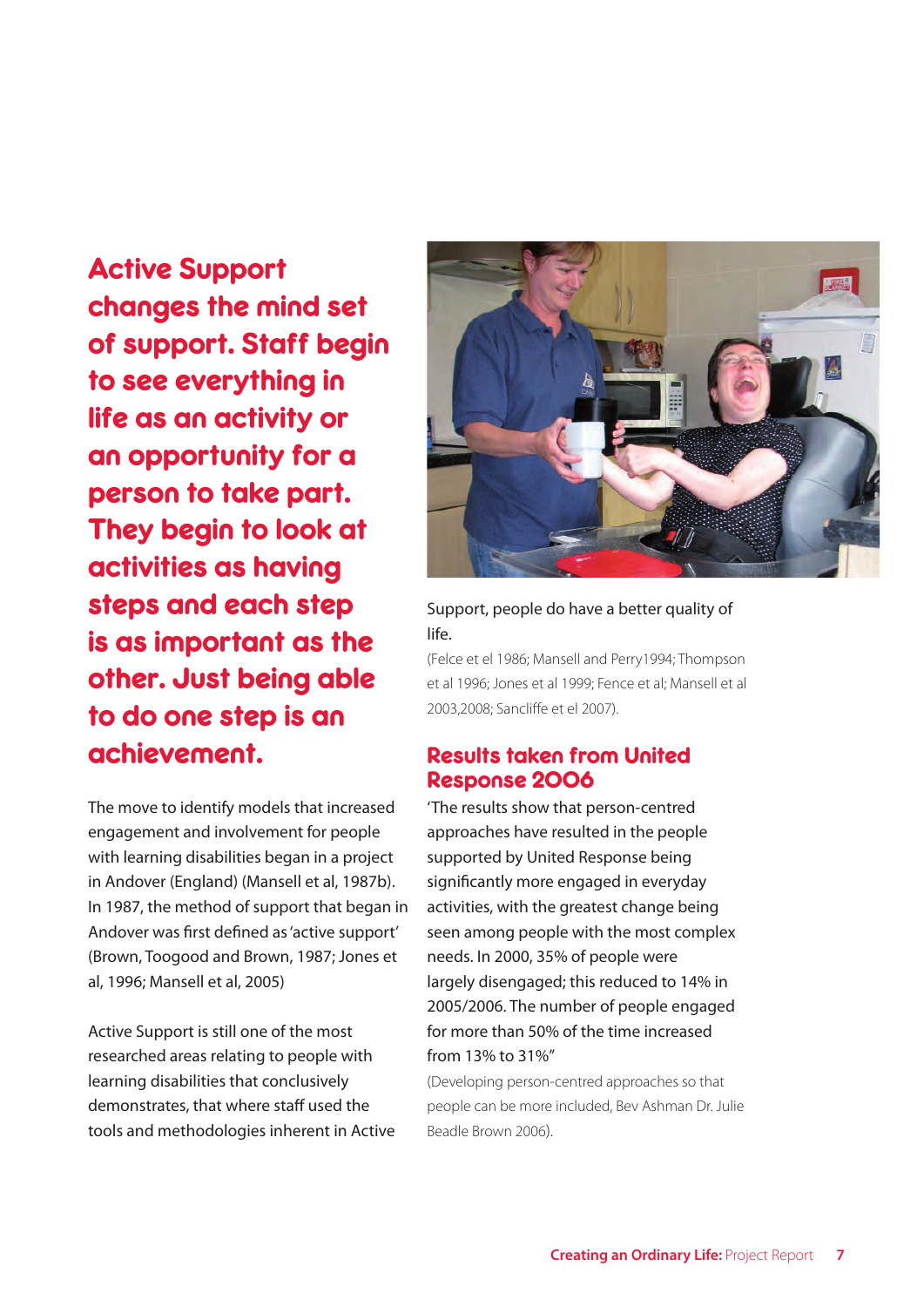**Active Support changes the mind set of support. Staff begin to see everything in life as an activity or an opportunity for a person to take part. They begin to look at activities as having steps and each step is as important as the other. Just being able to do one step is an achievement.**

The move to identify models that increased engagement and involvement for people with learning disabilities began in a project in Andover (England) (Mansell et al, 1987b). In 1987, the method of support that began in Andover was first defined as 'active support' (Brown, Toogood and Brown, 1987; Jones et al, 1996; Mansell et al, 2005)

Active Support is still one of the most researched areas relating to people with learning disabilities that conclusively demonstrates, that where staff used the tools and methodologies inherent in Active Support, people do have a better quality of life.

(Felce et el 1986; Mansell and Perry1994; Thompson et al 1996; Jones et al 1999; Fence et al; Mansell et al 2003,2008; Sancliffe et el 2007).

## Results taken from United Response 2006

'The results show that person-centred approaches have resulted in the people supported by United Response being significantly more engaged in everyday activities, with the greatest change being seen among people with the most complex needs. In 2000, 35% of people were largely disengaged; this reduced to 14% in 2005/2006. The number of people engaged for more than 50% of the time increased from 13% to 31%"

(Developing person-centred approaches so that people can be more included, Bev Ashman Dr. Julie Beadle Brown 2006).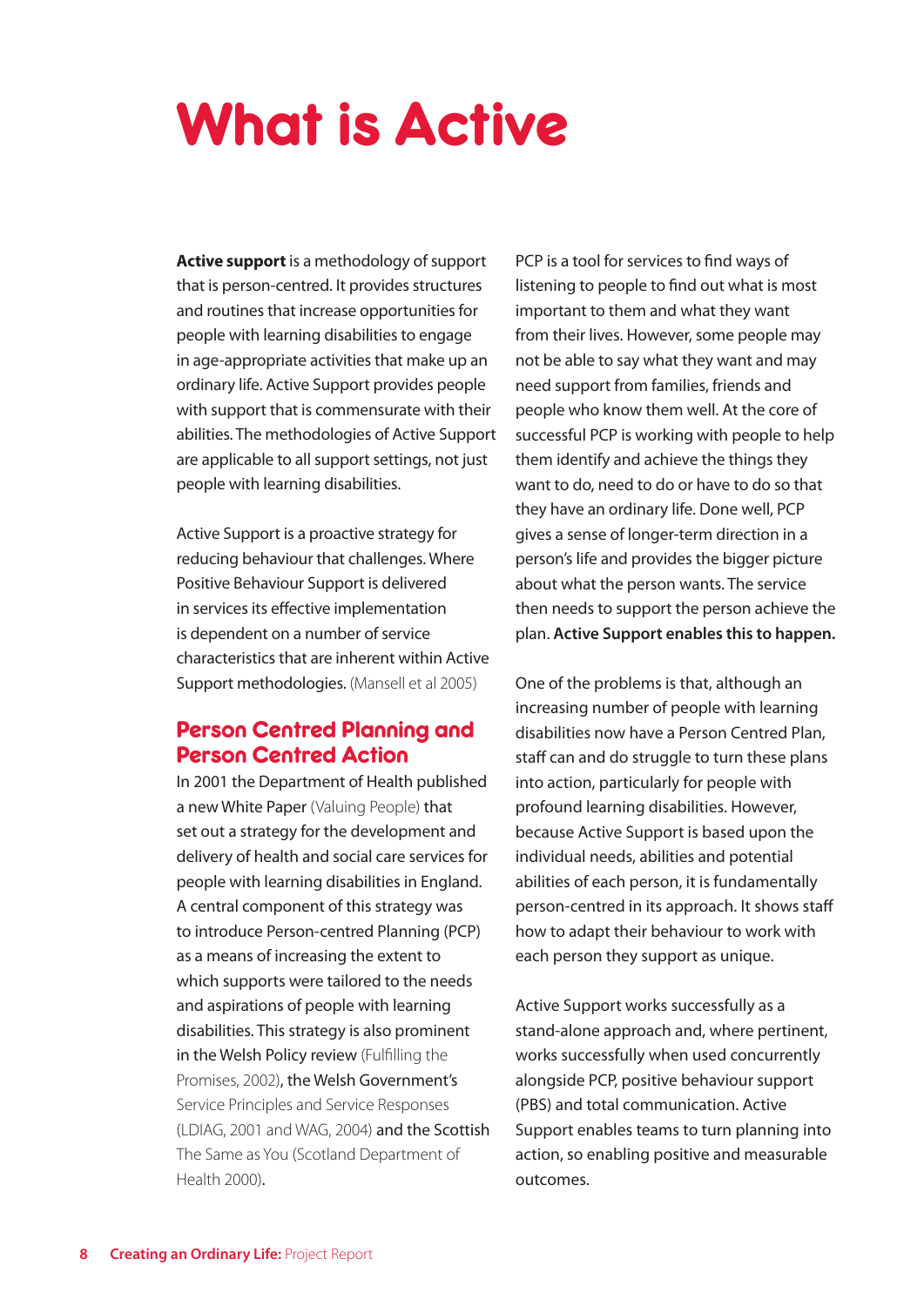# What is Active

**Active support** is a methodology of support that is person-centred. It provides structures and routines that increase opportunities for people with learning disabilities to engage in age-appropriate activities that make up an ordinary life. Active Support provides people with support that is commensurate with their abilities. The methodologies of Active Support are applicable to all support settings, not just people with learning disabilities.

Active Support is a proactive strategy for reducing behaviour that challenges. Where Positive Behaviour Support is delivered in services its effective implementation is dependent on a number of service characteristics that are inherent within Active Support methodologies. (Mansell et al 2005)

## Person Centred Planning and Person Centred Action

In 2001 the Department of Health published a new White Paper (Valuing People) that set out a strategy for the development and delivery of health and social care services for people with learning disabilities in England. A central component of this strategy was to introduce Person-centred Planning (PCP) as a means of increasing the extent to which supports were tailored to the needs and aspirations of people with learning disabilities. This strategy is also prominent in the Welsh Policy review (Fulfilling the Promises, 2002), the Welsh Government's Service Principles and Service Responses (LDIAG, 2001 and WAG, 2004) and the Scottish The Same as You (Scotland Department of Health 2000).

PCP is a tool for services to find ways of listening to people to find out what is most important to them and what they want from their lives. However, some people may not be able to say what they want and may need support from families, friends and people who know them well. At the core of successful PCP is working with people to help them identify and achieve the things they want to do, need to do or have to do so that they have an ordinary life. Done well, PCP gives a sense of longer-term direction in a person's life and provides the bigger picture about what the person wants. The service then needs to support the person achieve the plan. **Active Support enables this to happen.**

One of the problems is that, although an increasing number of people with learning disabilities now have a Person Centred Plan, staff can and do struggle to turn these plans into action, particularly for people with profound learning disabilities. However, because Active Support is based upon the individual needs, abilities and potential abilities of each person, it is fundamentally person-centred in its approach. It shows staff how to adapt their behaviour to work with each person they support as unique.

Active Support works successfully as a stand-alone approach and, where pertinent, works successfully when used concurrently alongside PCP, positive behaviour support (PBS) and total communication. Active Support enables teams to turn planning into action, so enabling positive and measurable outcomes.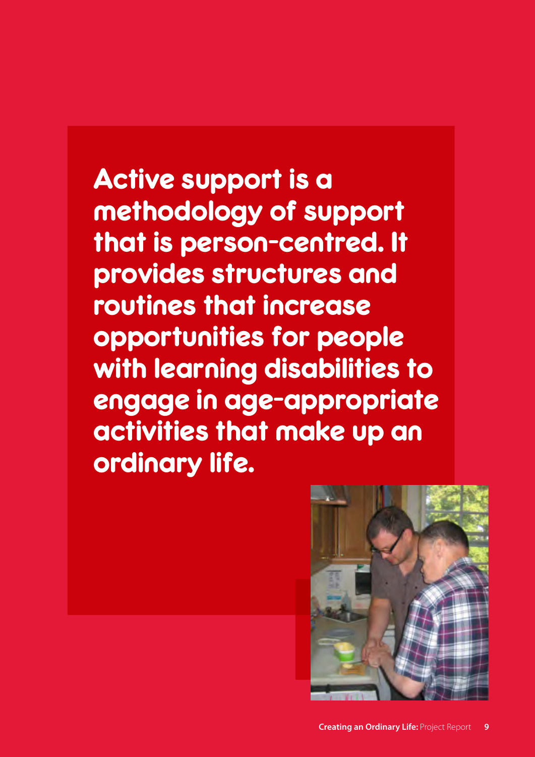**Active support is a methodology of support that is person-centred. It provides structures and routines that increase opportunities for people with learning disabilities to engage in age-appropriate activities that make up an ordinary life.**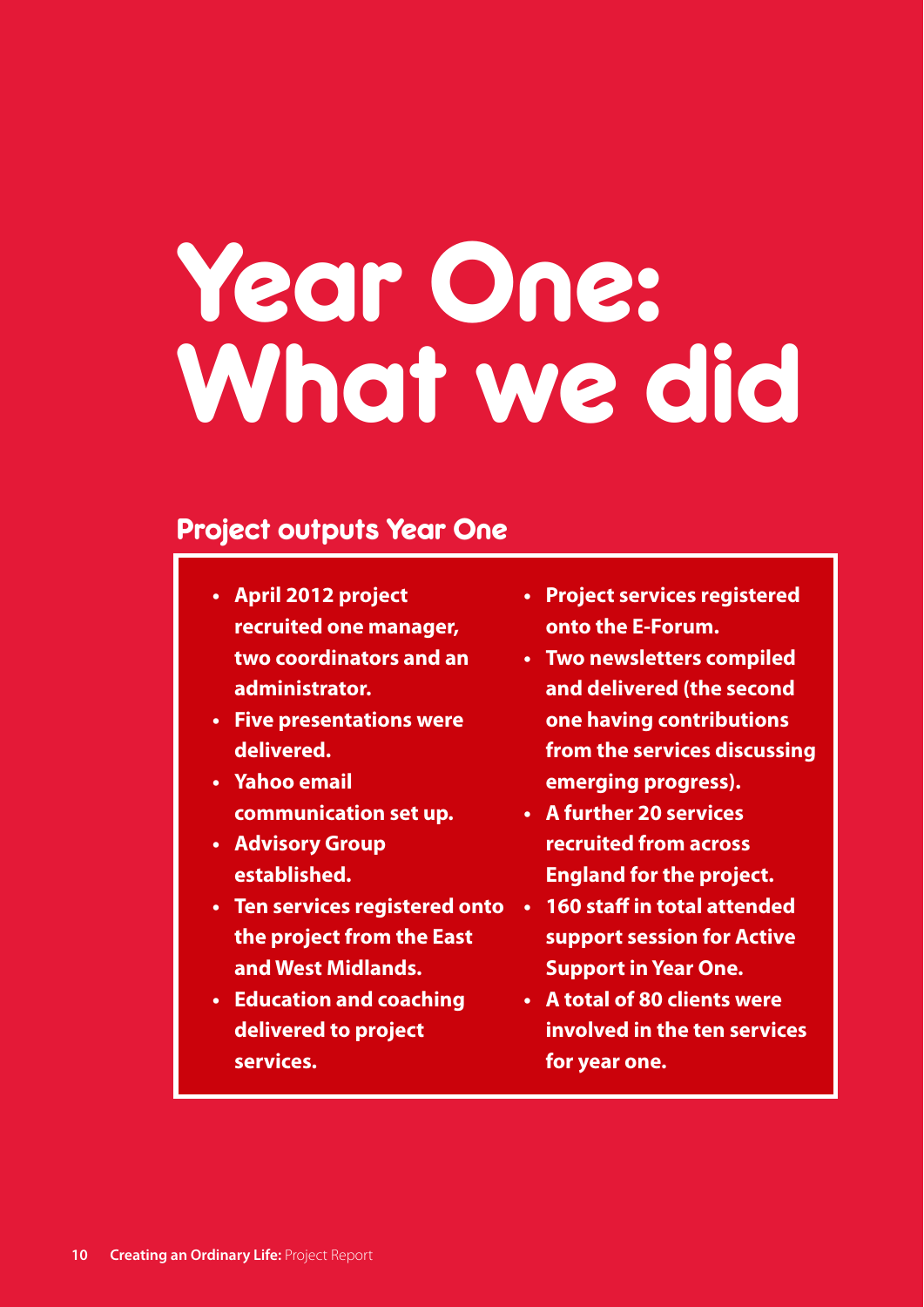# Year One: What we did

## Project outputs Year One

- **April 2012 project recruited one manager, two coordinators and an administrator.**
- **Five presentations were delivered.**
- **Yahoo email communication set up.**
- **Advisory Group established.**
- **Ten services registered onto the project from the East and West Midlands.**
- **Education and coaching delivered to project services.**
- **Project services registered onto the E-Forum.**
- **Two newsletters compiled and delivered (the second one having contributions from the services discussing emerging progress).**
- **A further 20 services recruited from across England for the project.**
- **160 staff in total attended support session for Active Support in Year One.**
- **A total of 80 clients were involved in the ten services for year one.**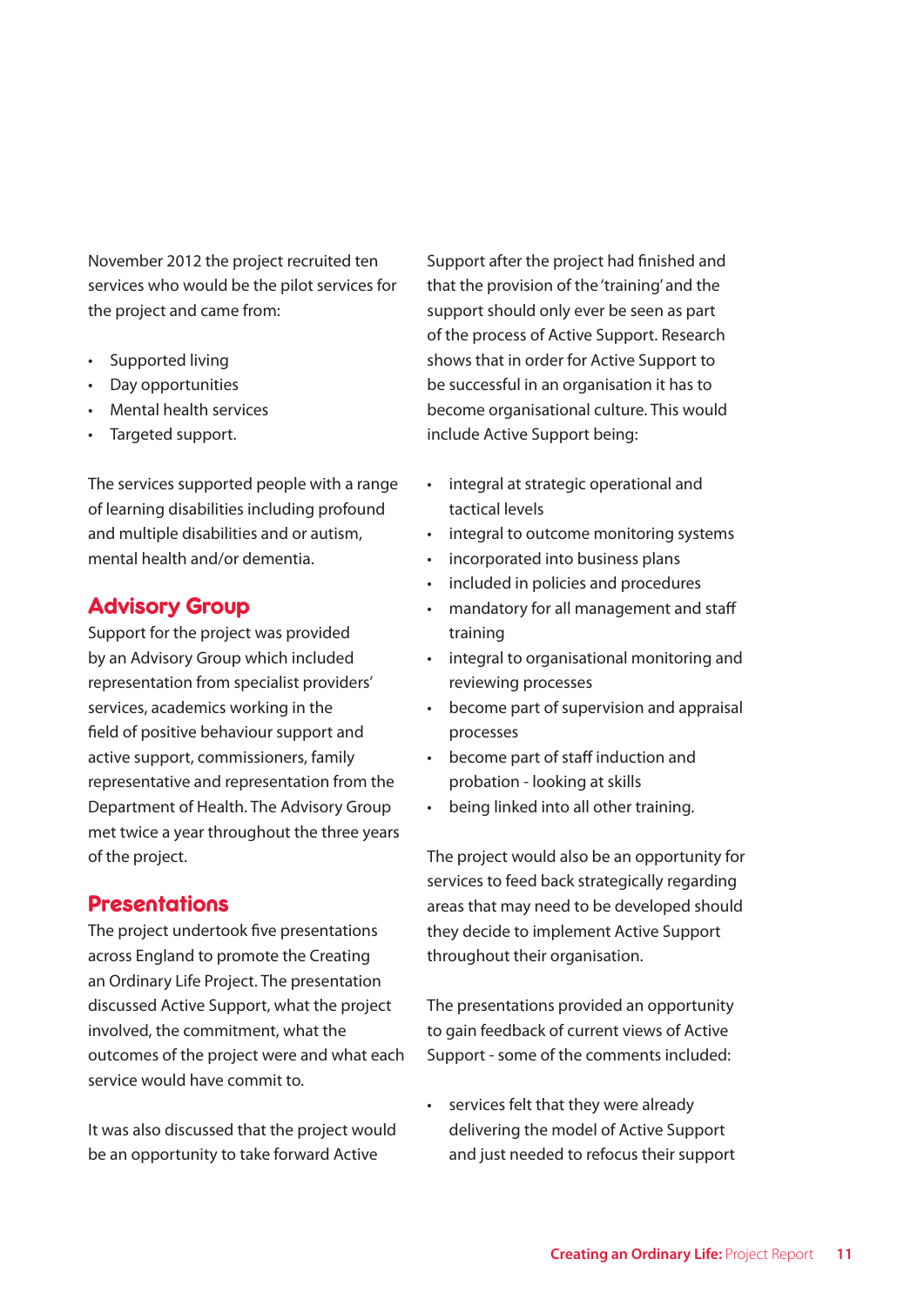November 2012 the project recruited ten services who would be the pilot services for the project and came from:

- Supported living
- Day opportunities
- Mental health services
- Targeted support.

The services supported people with a range of learning disabilities including profound and multiple disabilities and or autism, mental health and/or dementia.

## Advisory Group

Support for the project was provided by an Advisory Group which included representation from specialist providers' services, academics working in the field of positive behaviour support and active support, commissioners, family representative and representation from the Department of Health. The Advisory Group met twice a year throughout the three years of the project.

## Presentations

The project undertook five presentations across England to promote the Creating an Ordinary Life Project. The presentation discussed Active Support, what the project involved, the commitment, what the outcomes of the project were and what each service would have commit to.

It was also discussed that the project would be an opportunity to take forward Active Support after the project had finished and that the provision of the 'training' and the support should only ever be seen as part of the process of Active Support. Research shows that in order for Active Support to be successful in an organisation it has to become organisational culture. This would include Active Support being:

- integral at strategic operational and tactical levels
- integral to outcome monitoring systems
- incorporated into business plans
- included in policies and procedures
- mandatory for all management and staff training
- integral to organisational monitoring and reviewing processes
- become part of supervision and appraisal processes
- become part of staff induction and probation - looking at skills
- being linked into all other training.

The project would also be an opportunity for services to feed back strategically regarding areas that may need to be developed should they decide to implement Active Support throughout their organisation.

The presentations provided an opportunity to gain feedback of current views of Active Support - some of the comments included:

- services felt that they were already delivering the model of Active Support and just needed to refocus their support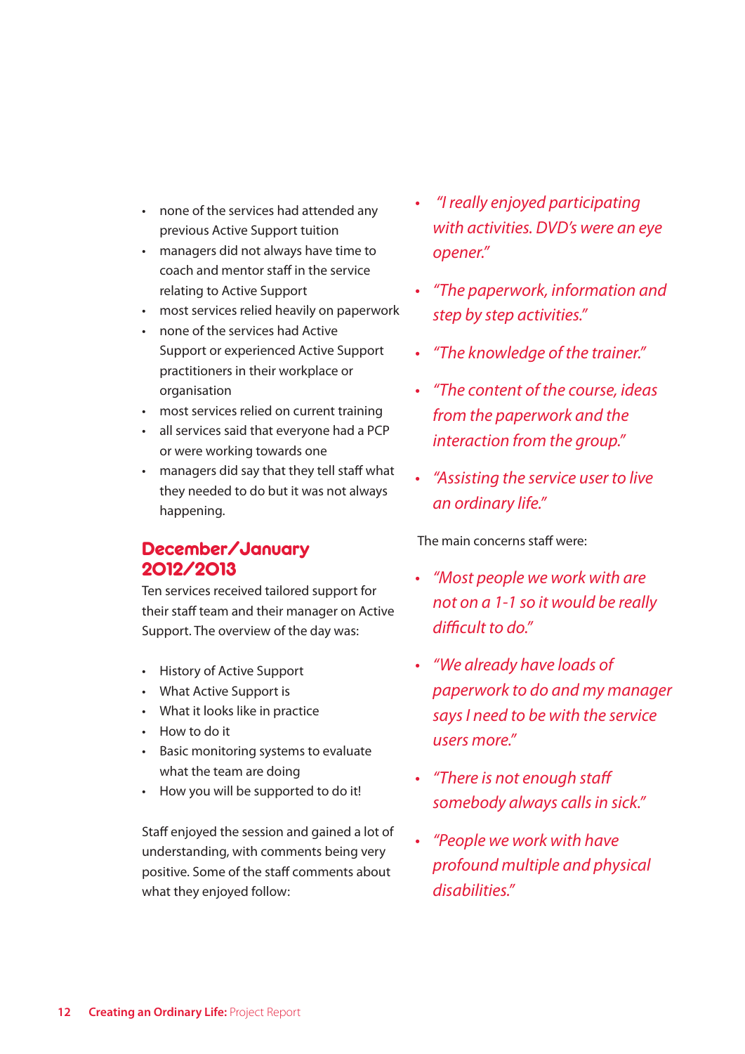- none of the services had attended any previous Active Support tuition
- managers did not always have time to coach and mentor staff in the service relating to Active Support
- most services relied heavily on paperwork
- none of the services had Active Support or experienced Active Support practitioners in their workplace or organisation
- most services relied on current training
- all services said that everyone had a PCP or were working towards one
- managers did say that they tell staff what they needed to do but it was not always happening.

## December/January 2012/2013

Ten services received tailored support for their staff team and their manager on Active Support. The overview of the day was:

- History of Active Support
- What Active Support is
- What it looks like in practice
- How to do it
- Basic monitoring systems to evaluate what the team are doing
- How you will be supported to do it!

Staff enjoyed the session and gained a lot of understanding, with comments being very positive. Some of the staff comments about what they enjoyed follow:

- *"I really enjoyed participating with activities. DVD's were an eye opener."*
- *"The paperwork, information and step by step activities."*
- *"The knowledge of the trainer."*
- *"The content of the course, ideas from the paperwork and the interaction from the group."*
- *"Assisting the service user to live an ordinary life."*

The main concerns staff were:

- *"Most people we work with are not on a 1-1 so it would be really difficult to do."*
- *"We already have loads of paperwork to do and my manager says I need to be with the service users more."*
- *"There is not enough staff somebody always calls in sick."*
- *"People we work with have profound multiple and physical disabilities."*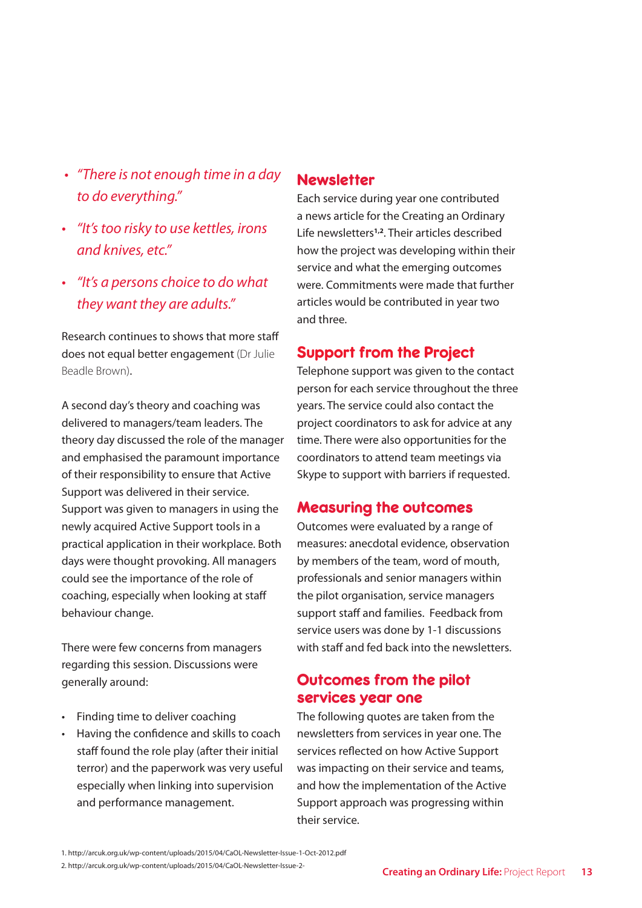- *"There is not enough time in a day to do everything."*
- *"It's too risky to use kettles, irons and knives, etc."*
- *"It's a persons choice to do what they want they are adults."*

Research continues to shows that more staff does not equal better engagement (Dr Julie Beadle Brown).

A second day's theory and coaching was delivered to managers/team leaders. The theory day discussed the role of the manager and emphasised the paramount importance of their responsibility to ensure that Active Support was delivered in their service. Support was given to managers in using the newly acquired Active Support tools in a practical application in their workplace. Both days were thought provoking. All managers could see the importance of the role of coaching, especially when looking at staff behaviour change.

There were few concerns from managers regarding this session. Discussions were generally around:

- Finding time to deliver coaching
- Having the confidence and skills to coach staff found the role play (after their initial terror) and the paperwork was very useful especially when linking into supervision and performance management.

## Newsletter

Each service during year one contributed a news article for the Creating an Ordinary Life newsletters[1,2]. Their articles described how the project was developing within their service and what the emerging outcomes were. Commitments were made that further articles would be contributed in year two and three.

## Support from the Project

Telephone support was given to the contact person for each service throughout the three years. The service could also contact the project coordinators to ask for advice at any time. There were also opportunities for the coordinators to attend team meetings via Skype to support with barriers if requested.

## Measuring the outcomes

Outcomes were evaluated by a range of measures: anecdotal evidence, observation by members of the team, word of mouth, professionals and senior managers within the pilot organisation, service managers support staff and families. Feedback from service users was done by 1-1 discussions with staff and fed back into the newsletters.

## Outcomes from the pilot services year one

The following quotes are taken from the newsletters from services in year one. The services reflected on how Active Support was impacting on their service and teams, and how the implementation of the Active Support approach was progressing within their service.

1. http://arcuk.org.uk/wp-content/uploads/2015/04/CaOL-Newsletter-Issue-1-Oct-2012.pdf
2. http://arcuk.org.uk/wp-content/uploads/2015/04/CaOL-Newsletter-Issue-2-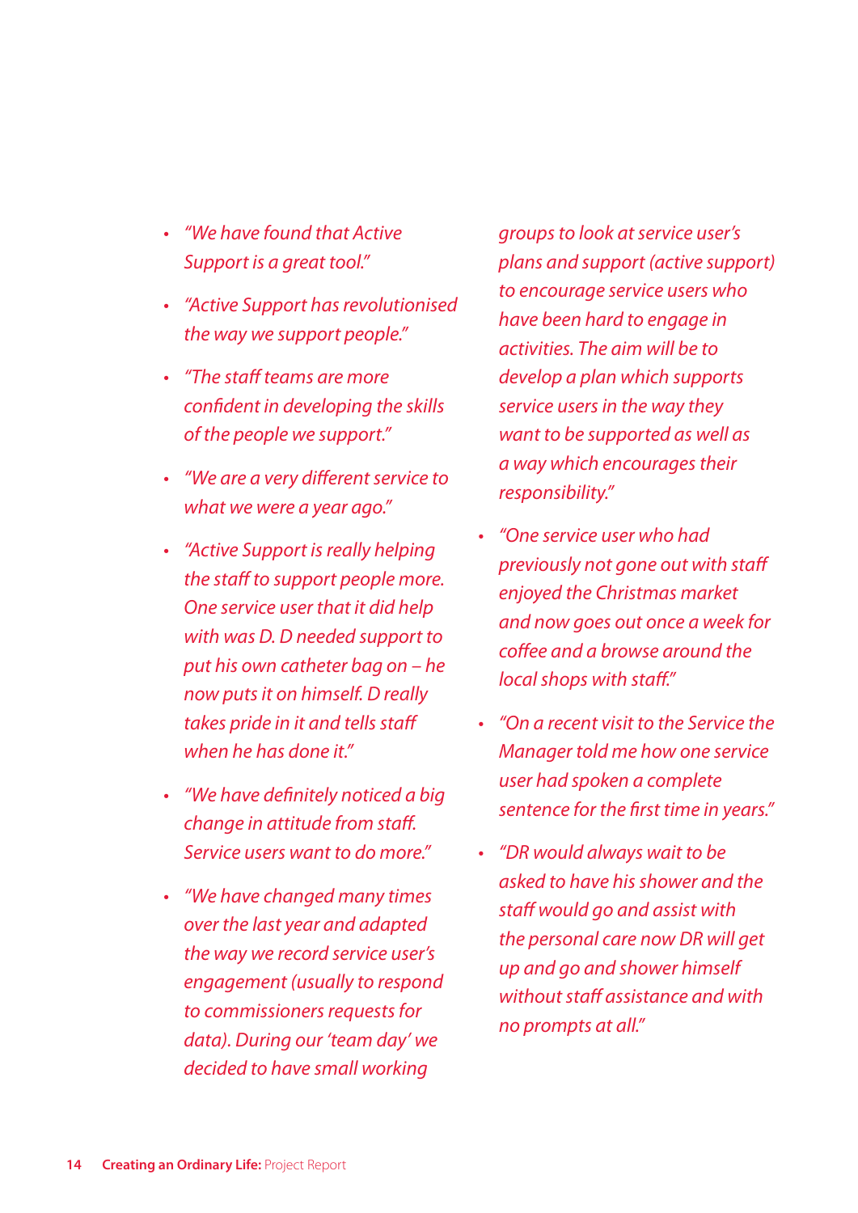- *"We have found that Active Support is a great tool."*
- *"Active Support has revolutionised the way we support people."*
- *"The staff teams are more confident in developing the skills of the people we support."*
- *"We are a very different service to what we were a year ago."*
- *"Active Support is really helping the staff to support people more. One service user that it did help with was D. D needed support to put his own catheter bag on – he now puts it on himself. D really takes pride in it and tells staff when he has done it."*
- *"We have definitely noticed a big change in attitude from staff. Service users want to do more."*
- *"We have changed many times over the last year and adapted the way we record service user's engagement (usually to respond to commissioners requests for data). During our 'team day' we decided to have small working groups to look at service user's plans and support (active support) to encourage service users who have been hard to engage in activities. The aim will be to develop a plan which supports service users in the way they want to be supported as well as a way which encourages their responsibility."*
- *"One service user who had previously not gone out with staff enjoyed the Christmas market and now goes out once a week for coffee and a browse around the local shops with staff."*
- *"On a recent visit to the Service the Manager told me how one service user had spoken a complete sentence for the first time in years."*
- *"DR would always wait to be asked to have his shower and the staff would go and assist with the personal care now DR will get up and go and shower himself without staff assistance and with no prompts at all."*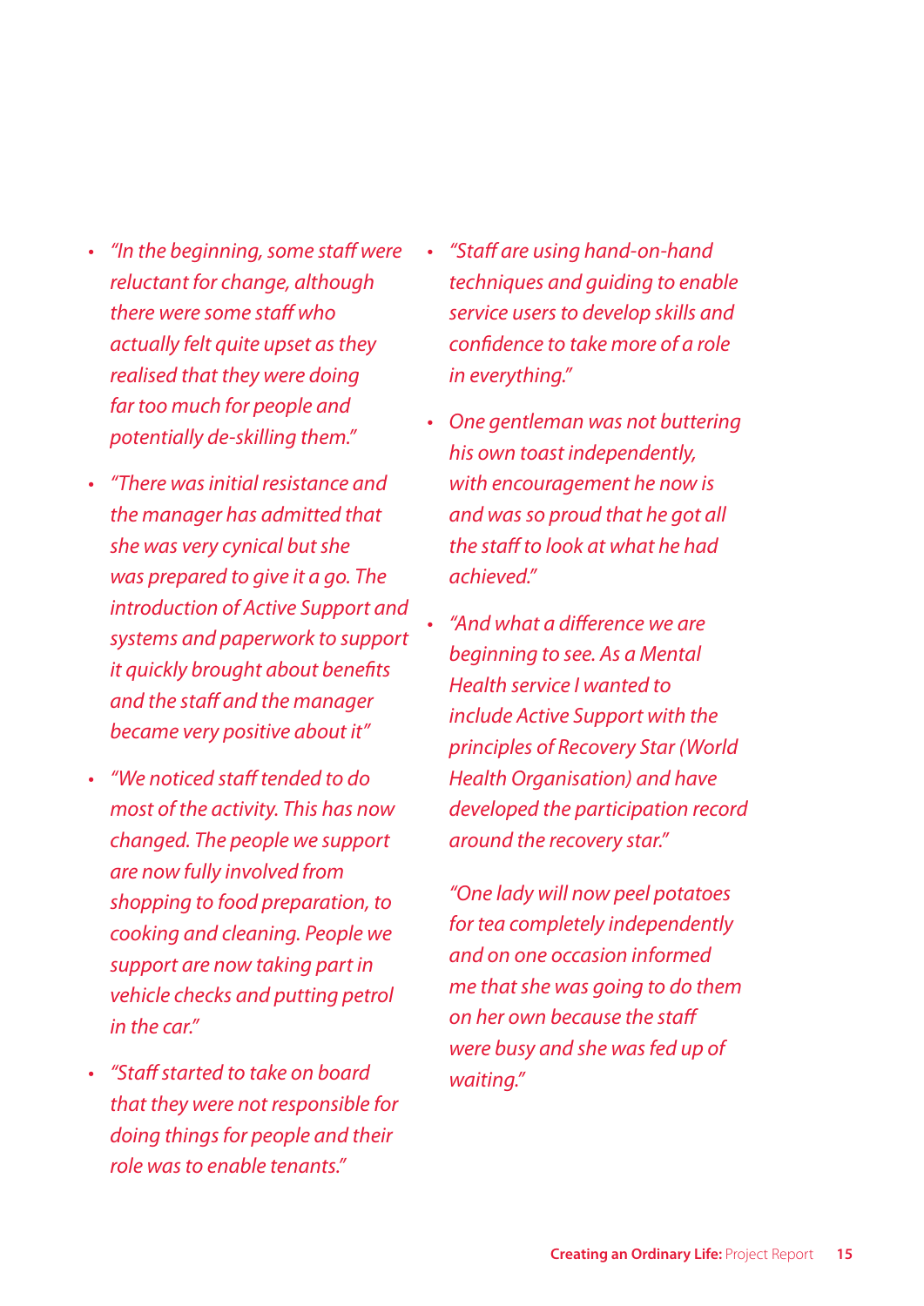- *"In the beginning, some staff were reluctant for change, although there were some staff who actually felt quite upset as they realised that they were doing far too much for people and potentially de-skilling them."*
- *"There was initial resistance and the manager has admitted that she was very cynical but she was prepared to give it a go. The introduction of Active Support and systems and paperwork to support it quickly brought about benefits and the staff and the manager became very positive about it"*
- *"We noticed staff tended to do most of the activity. This has now changed. The people we support are now fully involved from shopping to food preparation, to cooking and cleaning. People we support are now taking part in vehicle checks and putting petrol in the car."*
- *"Staff started to take on board that they were not responsible for doing things for people and their role was to enable tenants."*
- *"Staff are using hand-on-hand techniques and guiding to enable service users to develop skills and confidence to take more of a role in everything."*
- *One gentleman was not buttering his own toast independently, with encouragement he now is and was so proud that he got all the staff to look at what he had achieved."*
- *"And what a difference we are beginning to see. As a Mental Health service I wanted to include Active Support with the principles of Recovery Star (World Health Organisation) and have developed the participation record around the recovery star."*

  *"One lady will now peel potatoes for tea completely independently and on one occasion informed me that she was going to do them on her own because the staff were busy and she was fed up of waiting."*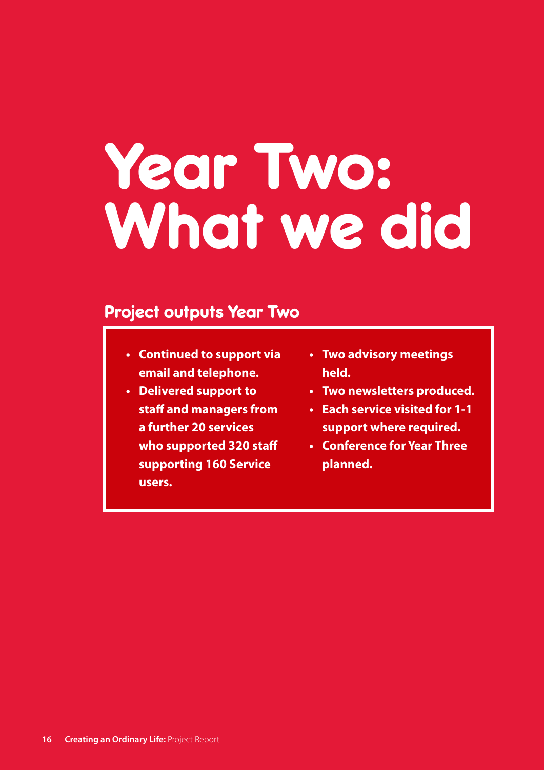# Year Two: What we did

## Project outputs Year Two

- **Continued to support via email and telephone.**
- **Delivered support to staff and managers from a further 20 services who supported 320 staff supporting 160 Service users.**
- **Two advisory meetings held.**
- **Two newsletters produced.**
- **Each service visited for 1-1 support where required.**
- **Conference for Year Three planned.**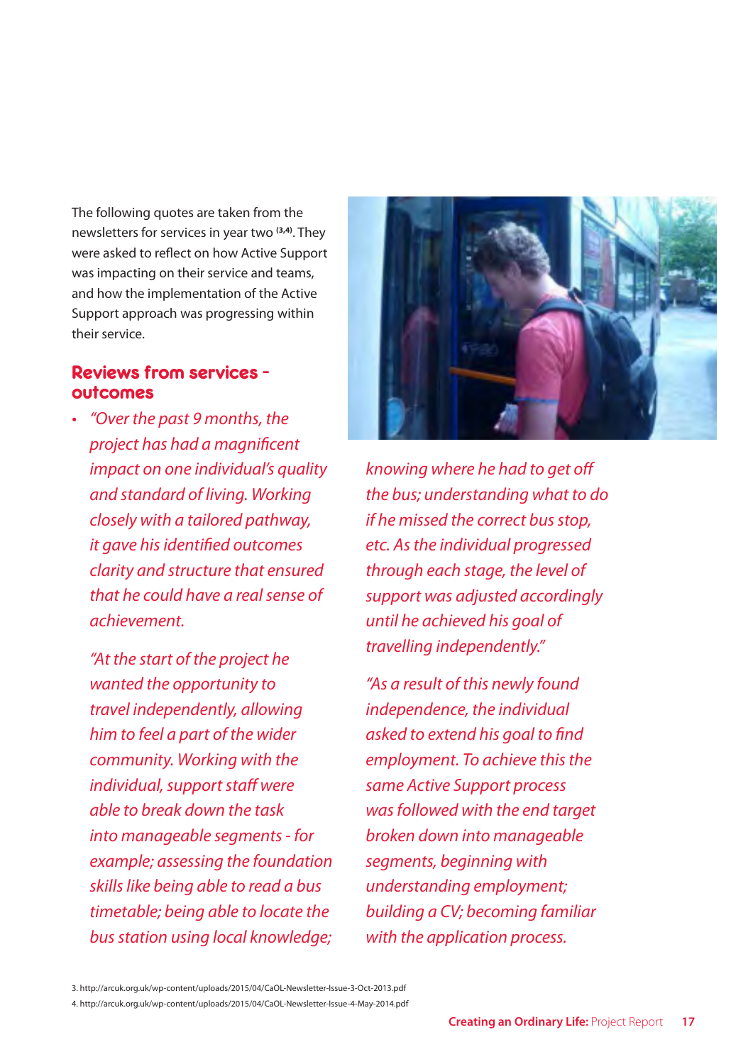The following quotes are taken from the newsletters for services in year two [3,4]. They were asked to reflect on how Active Support was impacting on their service and teams, and how the implementation of the Active Support approach was progressing within their service.

## Reviews from services - outcomes

- *"Over the past 9 months, the project has had a magnificent impact on one individual's quality and standard of living. Working closely with a tailored pathway, it gave his identified outcomes clarity and structure that ensured that he could have a real sense of achievement.*

  *"At the start of the project he wanted the opportunity to travel independently, allowing him to feel a part of the wider community. Working with the individual, support staff were able to break down the task into manageable segments - for example; assessing the foundation skills like being able to read a bus timetable; being able to locate the bus station using local knowledge; knowing where he had to get off the bus; understanding what to do if he missed the correct bus stop, etc. As the individual progressed through each stage, the level of support was adjusted accordingly until he achieved his goal of travelling independently."*

  *"As a result of this newly found independence, the individual asked to extend his goal to find employment. To achieve this the same Active Support process was followed with the end target broken down into manageable segments, beginning with understanding employment; building a CV; becoming familiar with the application process.*

3. http://arcuk.org.uk/wp-content/uploads/2015/04/CaOL-Newsletter-Issue-3-Oct-2013.pdf
4. http://arcuk.org.uk/wp-content/uploads/2015/04/CaOL-Newsletter-Issue-4-May-2014.pdf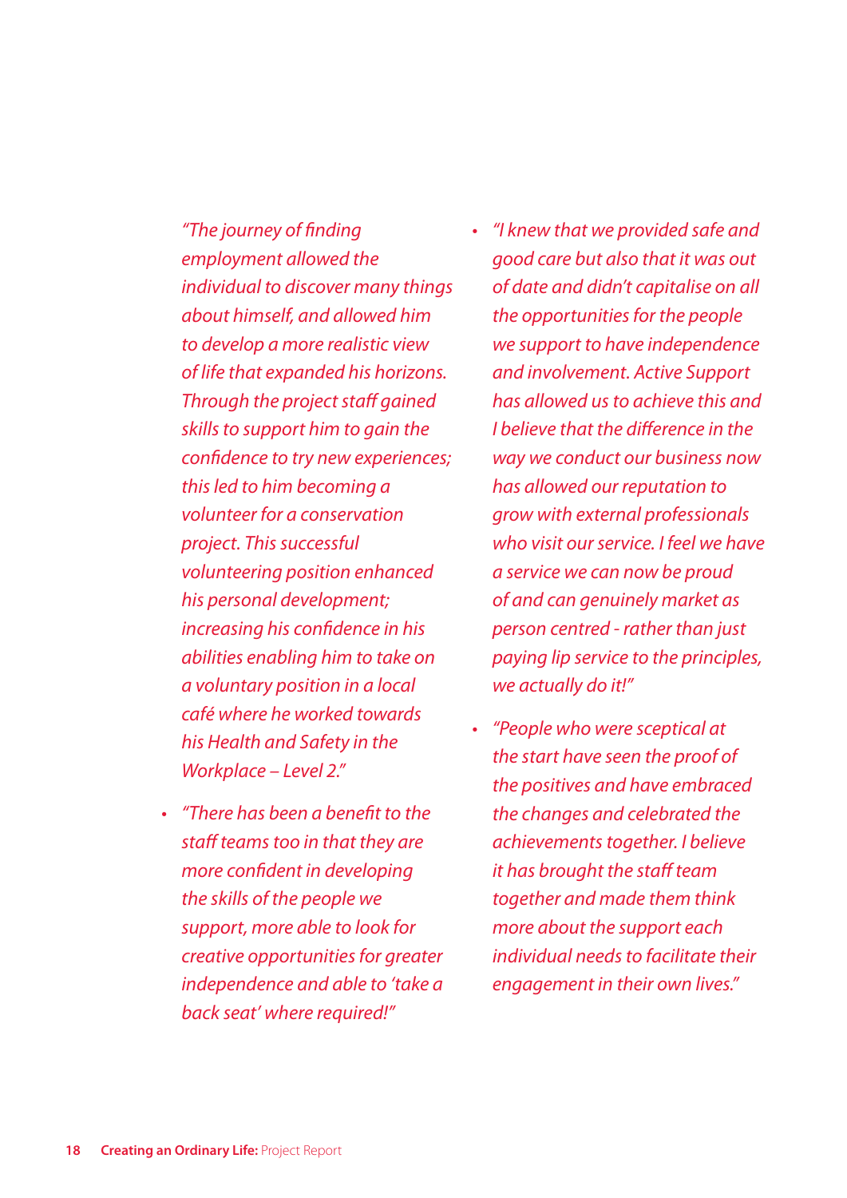*"The journey of finding employment allowed the individual to discover many things about himself, and allowed him to develop a more realistic view of life that expanded his horizons. Through the project staff gained skills to support him to gain the confidence to try new experiences; this led to him becoming a volunteer for a conservation project. This successful volunteering position enhanced his personal development; increasing his confidence in his abilities enabling him to take on a voluntary position in a local café where he worked towards his Health and Safety in the Workplace – Level 2."*

- *"There has been a benefit to the staff teams too in that they are more confident in developing the skills of the people we support, more able to look for creative opportunities for greater independence and able to 'take a back seat' where required!"*
- *"I knew that we provided safe and good care but also that it was out of date and didn't capitalise on all the opportunities for the people we support to have independence and involvement. Active Support has allowed us to achieve this and I believe that the difference in the way we conduct our business now has allowed our reputation to grow with external professionals who visit our service. I feel we have a service we can now be proud of and can genuinely market as person centred - rather than just paying lip service to the principles, we actually do it!"*
- *"People who were sceptical at the start have seen the proof of the positives and have embraced the changes and celebrated the achievements together. I believe it has brought the staff team together and made them think more about the support each individual needs to facilitate their engagement in their own lives."*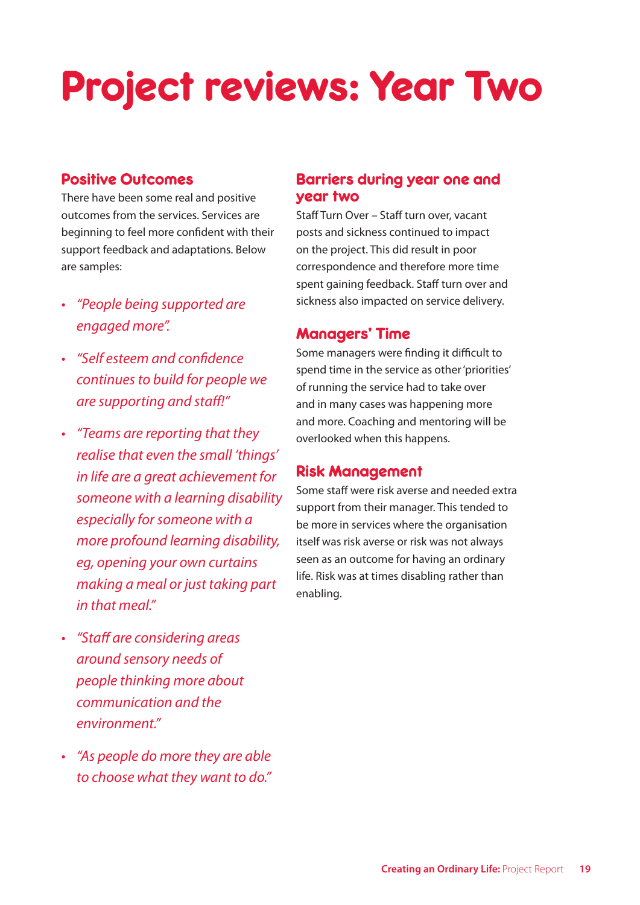# Project reviews: Year Two

## Positive Outcomes

There have been some real and positive outcomes from the services. Services are beginning to feel more confident with their support feedback and adaptations. Below are samples:

- *"People being supported are engaged more".*
- *"Self esteem and confidence continues to build for people we are supporting and staff!"*
- *"Teams are reporting that they realise that even the small 'things' in life are a great achievement for someone with a learning disability especially for someone with a more profound learning disability, eg, opening your own curtains making a meal or just taking part in that meal."*
- *"Staff are considering areas around sensory needs of people thinking more about communication and the environment."*
- *"As people do more they are able to choose what they want to do."*

## Barriers during year one and year two

Staff Turn Over – Staff turn over, vacant posts and sickness continued to impact on the project. This did result in poor correspondence and therefore more time spent gaining feedback. Staff turn over and sickness also impacted on service delivery.

## Managers' Time

Some managers were finding it difficult to spend time in the service as other 'priorities' of running the service had to take over and in many cases was happening more and more. Coaching and mentoring will be overlooked when this happens.

## Risk Management

Some staff were risk averse and needed extra support from their manager. This tended to be more in services where the organisation itself was risk averse or risk was not always seen as an outcome for having an ordinary life. Risk was at times disabling rather than enabling.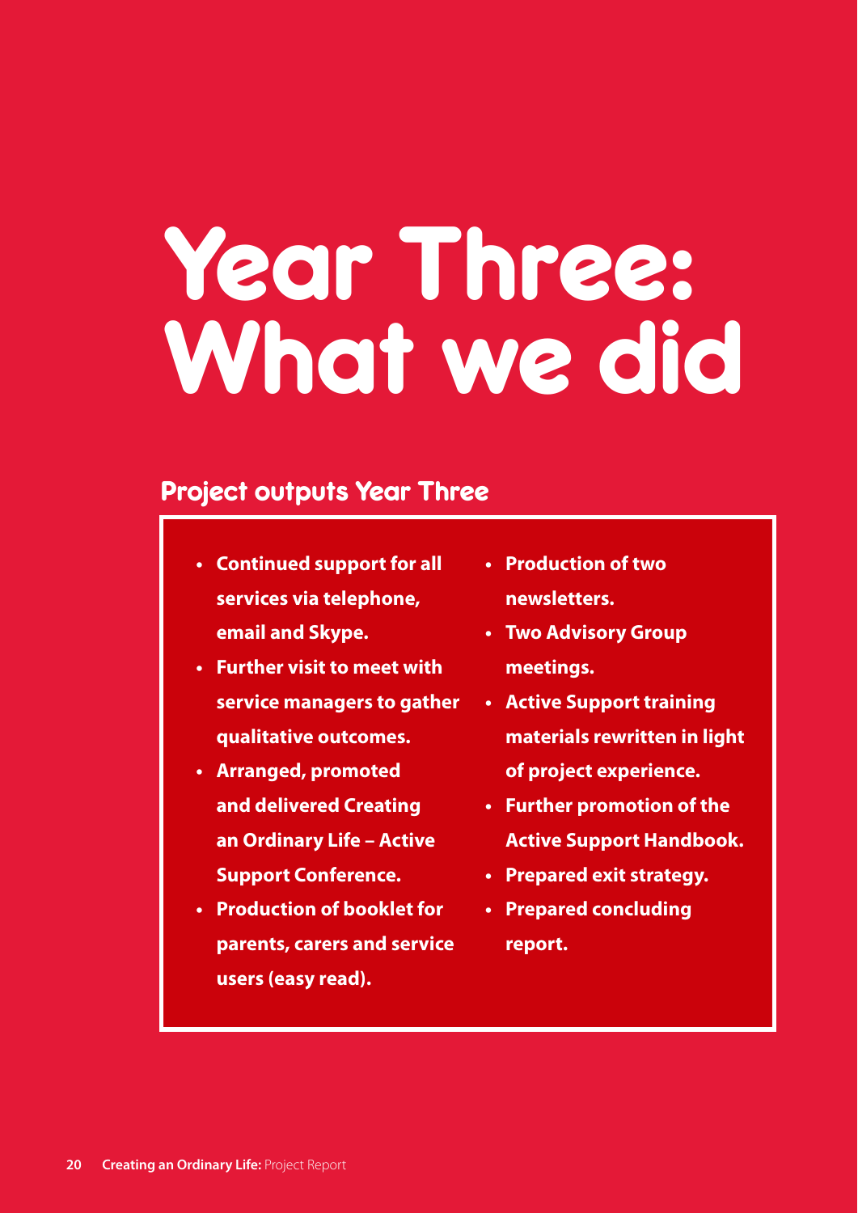# Year Three: What we did

## Project outputs Year Three

- **Continued support for all services via telephone, email and Skype.**
- **Further visit to meet with service managers to gather qualitative outcomes.**
- **Arranged, promoted and delivered Creating an Ordinary Life – Active Support Conference.**
- **Production of booklet for parents, carers and service users (easy read).**
- **Production of two newsletters.**
- **Two Advisory Group meetings.**
- **Active Support training materials rewritten in light of project experience.**
- **Further promotion of the Active Support Handbook.**
- **Prepared exit strategy.**
- **Prepared concluding report.**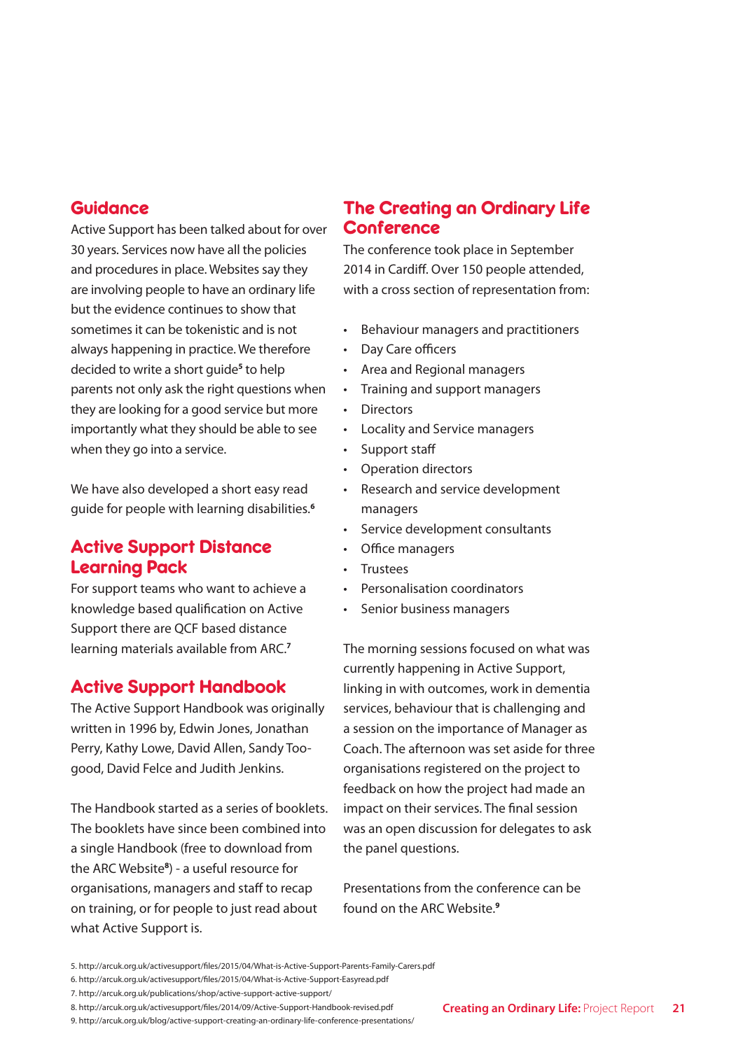## Guidance

Active Support has been talked about for over 30 years. Services now have all the policies and procedures in place. Websites say they are involving people to have an ordinary life but the evidence continues to show that sometimes it can be tokenistic and is not always happening in practice. We therefore decided to write a short guide[5] to help parents not only ask the right questions when they are looking for a good service but more importantly what they should be able to see when they go into a service.

We have also developed a short easy read guide for people with learning disabilities.[6]

## Active Support Distance Learning Pack

For support teams who want to achieve a knowledge based qualification on Active Support there are QCF based distance learning materials available from ARC.[7]

## Active Support Handbook

The Active Support Handbook was originally written in 1996 by, Edwin Jones, Jonathan Perry, Kathy Lowe, David Allen, Sandy Toogood, David Felce and Judith Jenkins.

The Handbook started as a series of booklets. The booklets have since been combined into a single Handbook (free to download from the ARC Website[8]) - a useful resource for organisations, managers and staff to recap on training, or for people to just read about what Active Support is.

## The Creating an Ordinary Life Conference

The conference took place in September 2014 in Cardiff. Over 150 people attended, with a cross section of representation from:

- Behaviour managers and practitioners
- Day Care officers
- Area and Regional managers
- Training and support managers
- Directors
- Locality and Service managers
- Support staff
- Operation directors
- Research and service development managers
- Service development consultants
- Office managers
- Trustees
- Personalisation coordinators
- Senior business managers

The morning sessions focused on what was currently happening in Active Support, linking in with outcomes, work in dementia services, behaviour that is challenging and a session on the importance of Manager as Coach. The afternoon was set aside for three organisations registered on the project to feedback on how the project had made an impact on their services. The final session was an open discussion for delegates to ask the panel questions.

Presentations from the conference can be found on the ARC Website.[9]

5. http://arcuk.org.uk/activesupport/files/2015/04/What-is-Active-Support-Parents-Family-Carers.pdf
6. http://arcuk.org.uk/activesupport/files/2015/04/What-is-Active-Support-Easyread.pdf
7. http://arcuk.org.uk/publications/shop/active-support-active-support/
8. http://arcuk.org.uk/activesupport/files/2014/09/Active-Support-Handbook-revised.pdf
9. http://arcuk.org.uk/blog/active-support-creating-an-ordinary-life-conference-presentations/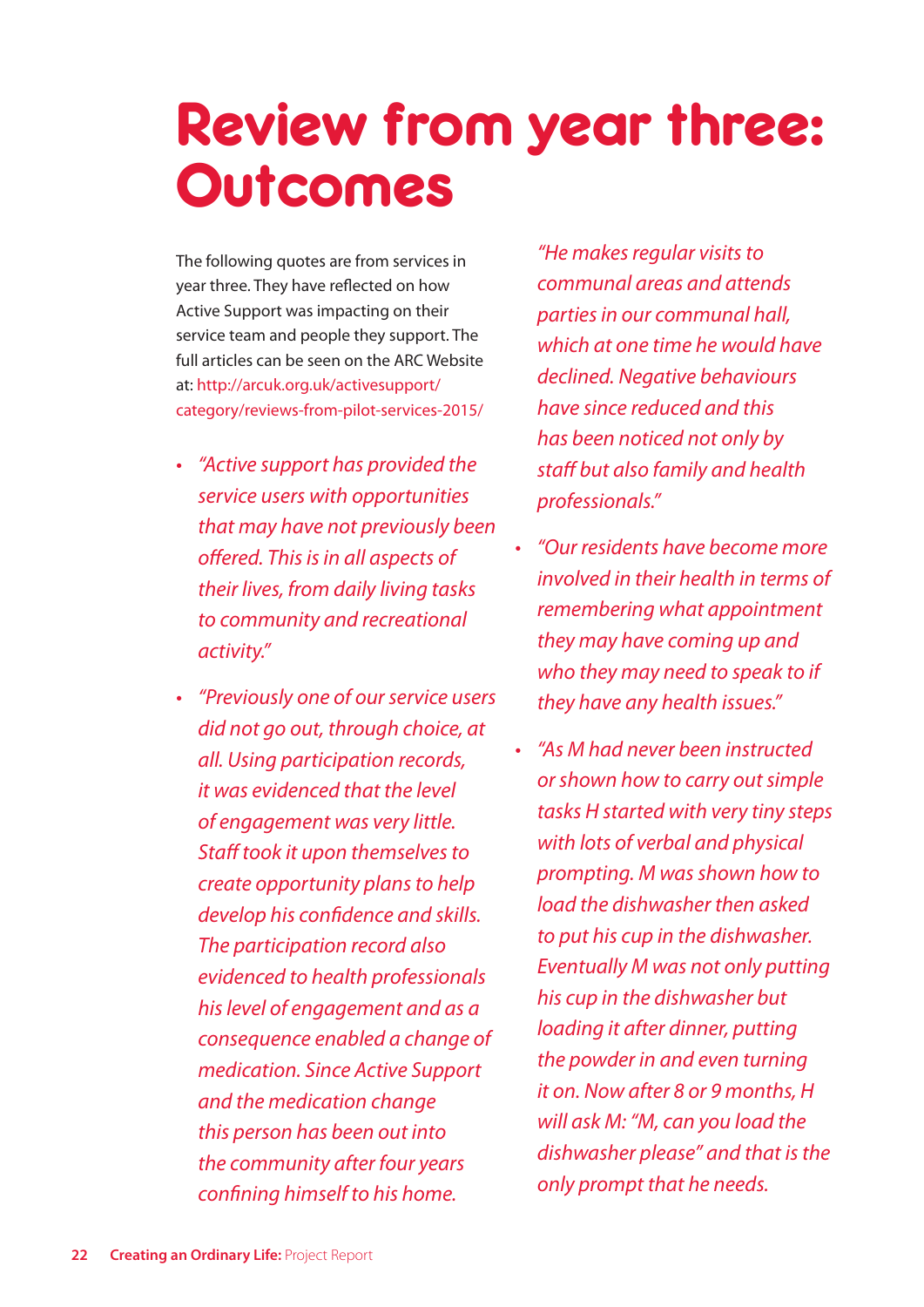# Review from year three: Outcomes

The following quotes are from services in year three. They have reflected on how Active Support was impacting on their service team and people they support. The full articles can be seen on the ARC Website at: http://arcuk.org.uk/activesupport/category/reviews-from-pilot-services-2015/

- *"Active support has provided the service users with opportunities that may have not previously been offered. This is in all aspects of their lives, from daily living tasks to community and recreational activity."*
- *"Previously one of our service users did not go out, through choice, at all. Using participation records, it was evidenced that the level of engagement was very little. Staff took it upon themselves to create opportunity plans to help develop his confidence and skills. The participation record also evidenced to health professionals his level of engagement and as a consequence enabled a change of medication. Since Active Support and the medication change this person has been out into the community after four years confining himself to his home. "He makes regular visits to communal areas and attends parties in our communal hall, which at one time he would have declined. Negative behaviours have since reduced and this has been noticed not only by staff but also family and health professionals."*
- *"Our residents have become more involved in their health in terms of remembering what appointment they may have coming up and who they may need to speak to if they have any health issues."*
- *"As M had never been instructed or shown how to carry out simple tasks H started with very tiny steps with lots of verbal and physical prompting. M was shown how to load the dishwasher then asked to put his cup in the dishwasher. Eventually M was not only putting his cup in the dishwasher but loading it after dinner, putting the powder in and even turning it on. Now after 8 or 9 months, H will ask M: "M, can you load the dishwasher please" and that is the only prompt that he needs.*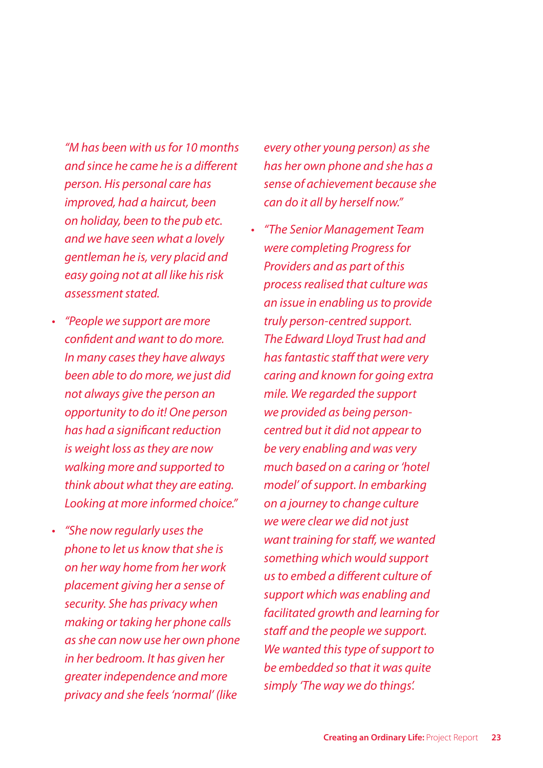*"M has been with us for 10 months and since he came he is a different person. His personal care has improved, had a haircut, been on holiday, been to the pub etc. and we have seen what a lovely gentleman he is, very placid and easy going not at all like his risk assessment stated.*

- *"People we support are more confident and want to do more. In many cases they have always been able to do more, we just did not always give the person an opportunity to do it! One person has had a significant reduction is weight loss as they are now walking more and supported to think about what they are eating. Looking at more informed choice."*
- *"She now regularly uses the phone to let us know that she is on her way home from her work placement giving her a sense of security. She has privacy when making or taking her phone calls as she can now use her own phone in her bedroom. It has given her greater independence and more privacy and she feels 'normal' (like every other young person) as she has her own phone and she has a sense of achievement because she can do it all by herself now."*
- *"The Senior Management Team were completing Progress for Providers and as part of this process realised that culture was an issue in enabling us to provide truly person-centred support. The Edward Lloyd Trust had and has fantastic staff that were very caring and known for going extra mile. We regarded the support we provided as being person-centred but it did not appear to be very enabling and was very much based on a caring or 'hotel model' of support. In embarking on a journey to change culture we were clear we did not just want training for staff, we wanted something which would support us to embed a different culture of support which was enabling and facilitated growth and learning for staff and the people we support. We wanted this type of support to be embedded so that it was quite simply 'The way we do things'.*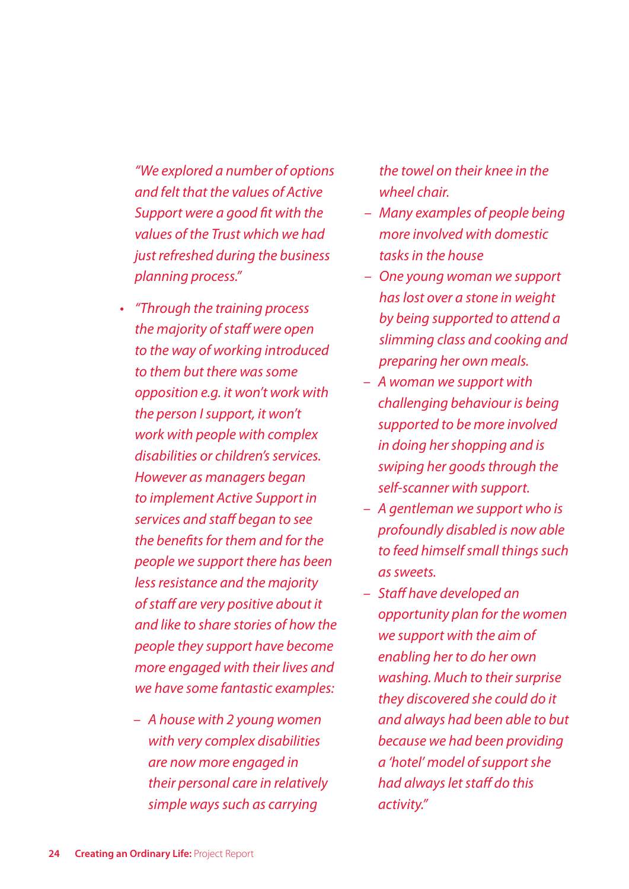*"We explored a number of options and felt that the values of Active Support were a good fit with the values of the Trust which we had just refreshed during the business planning process."*

- *"Through the training process the majority of staff were open to the way of working introduced to them but there was some opposition e.g. it won't work with the person I support, it won't work with people with complex disabilities or children's services. However as managers began to implement Active Support in services and staff began to see the benefits for them and for the people we support there has been less resistance and the majority of staff are very positive about it and like to share stories of how the people they support have become more engaged with their lives and we have some fantastic examples:*
  - *A house with 2 young women with very complex disabilities are now more engaged in their personal care in relatively simple ways such as carrying the towel on their knee in the wheel chair.*
  - *Many examples of people being more involved with domestic tasks in the house*
  - *One young woman we support has lost over a stone in weight by being supported to attend a slimming class and cooking and preparing her own meals.*
  - *A woman we support with challenging behaviour is being supported to be more involved in doing her shopping and is swiping her goods through the self-scanner with support.*
  - *A gentleman we support who is profoundly disabled is now able to feed himself small things such as sweets.*
  - *Staff have developed an opportunity plan for the women we support with the aim of enabling her to do her own washing. Much to their surprise they discovered she could do it and always had been able to but because we had been providing a 'hotel' model of support she had always let staff do this activity."*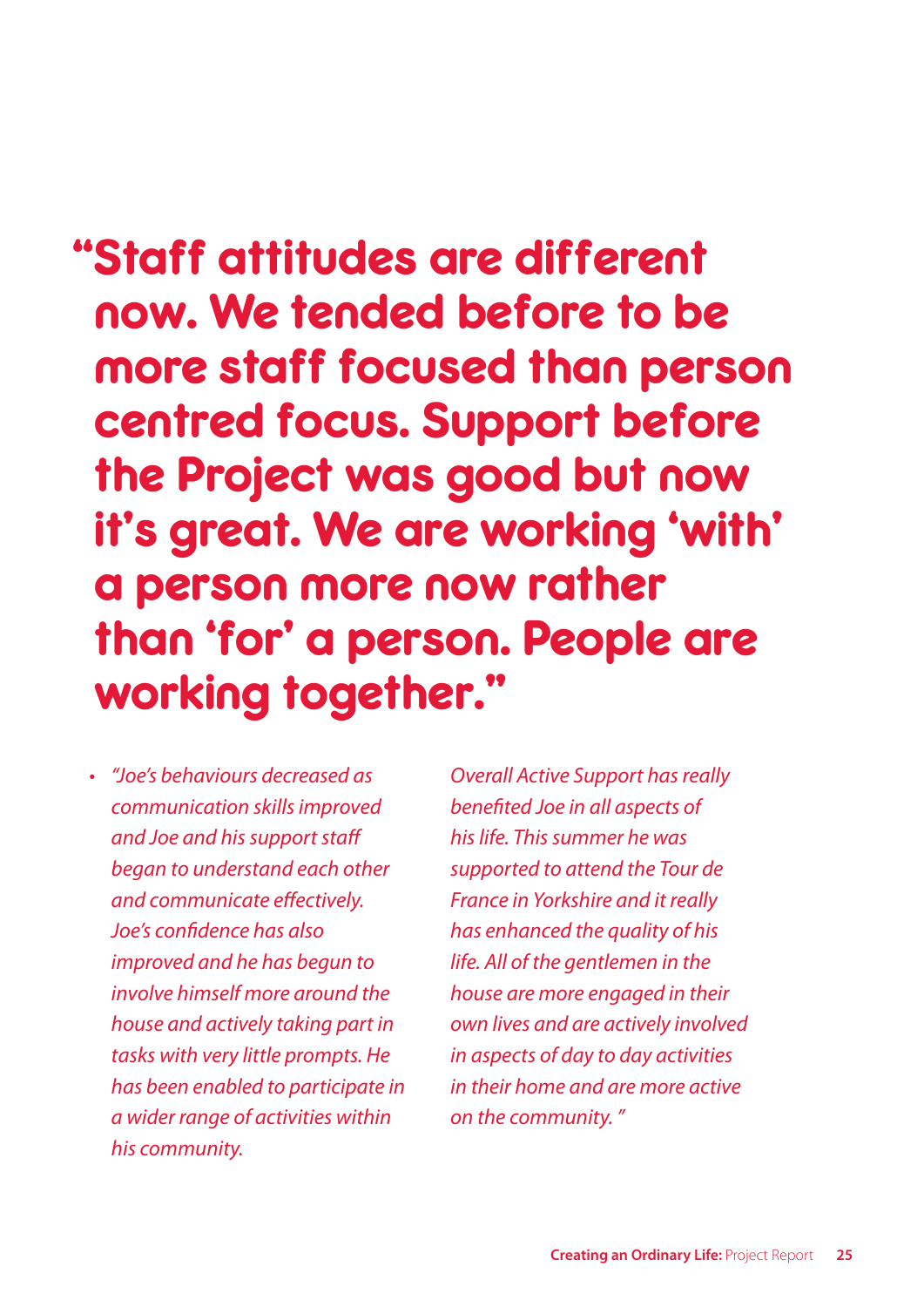# "Staff attitudes are different now. We tended before to be more staff focused than person centred focus. Support before the Project was good but now it's great. We are working 'with' a person more now rather than 'for' a person. People are working together."

- *"Joe's behaviours decreased as communication skills improved and Joe and his support staff began to understand each other and communicate effectively. Joe's confidence has also improved and he has begun to involve himself more around the house and actively taking part in tasks with very little prompts. He has been enabled to participate in a wider range of activities within his community.*

  *Overall Active Support has really benefited Joe in all aspects of his life. This summer he was supported to attend the Tour de France in Yorkshire and it really has enhanced the quality of his life. All of the gentlemen in the house are more engaged in their own lives and are actively involved in aspects of day to day activities in their home and are more active on the community. "*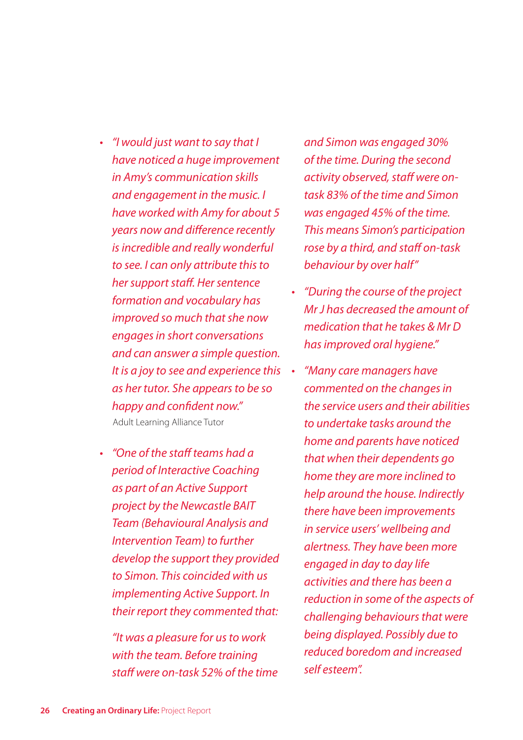- *"I would just want to say that I have noticed a huge improvement in Amy's communication skills and engagement in the music. I have worked with Amy for about 5 years now and difference recently is incredible and really wonderful to see. I can only attribute this to her support staff. Her sentence formation and vocabulary has improved so much that she now engages in short conversations and can answer a simple question. It is a joy to see and experience this as her tutor. She appears to be so happy and confident now."*
  Adult Learning Alliance Tutor

- *"One of the staff teams had a period of Interactive Coaching as part of an Active Support project by the Newcastle BAIT Team (Behavioural Analysis and Intervention Team) to further develop the support they provided to Simon. This coincided with us implementing Active Support. In their report they commented that:*

  *"It was a pleasure for us to work with the team. Before training staff were on-task 52% of the time and Simon was engaged 30% of the time. During the second activity observed, staff were on-task 83% of the time and Simon was engaged 45% of the time. This means Simon's participation rose by a third, and staff on-task behaviour by over half"*

- *"During the course of the project Mr J has decreased the amount of medication that he takes & Mr D has improved oral hygiene."*

- *"Many care managers have commented on the changes in the service users and their abilities to undertake tasks around the home and parents have noticed that when their dependents go home they are more inclined to help around the house. Indirectly there have been improvements in service users' wellbeing and alertness. They have been more engaged in day to day life activities and there has been a reduction in some of the aspects of challenging behaviours that were being displayed. Possibly due to reduced boredom and increased self esteem".*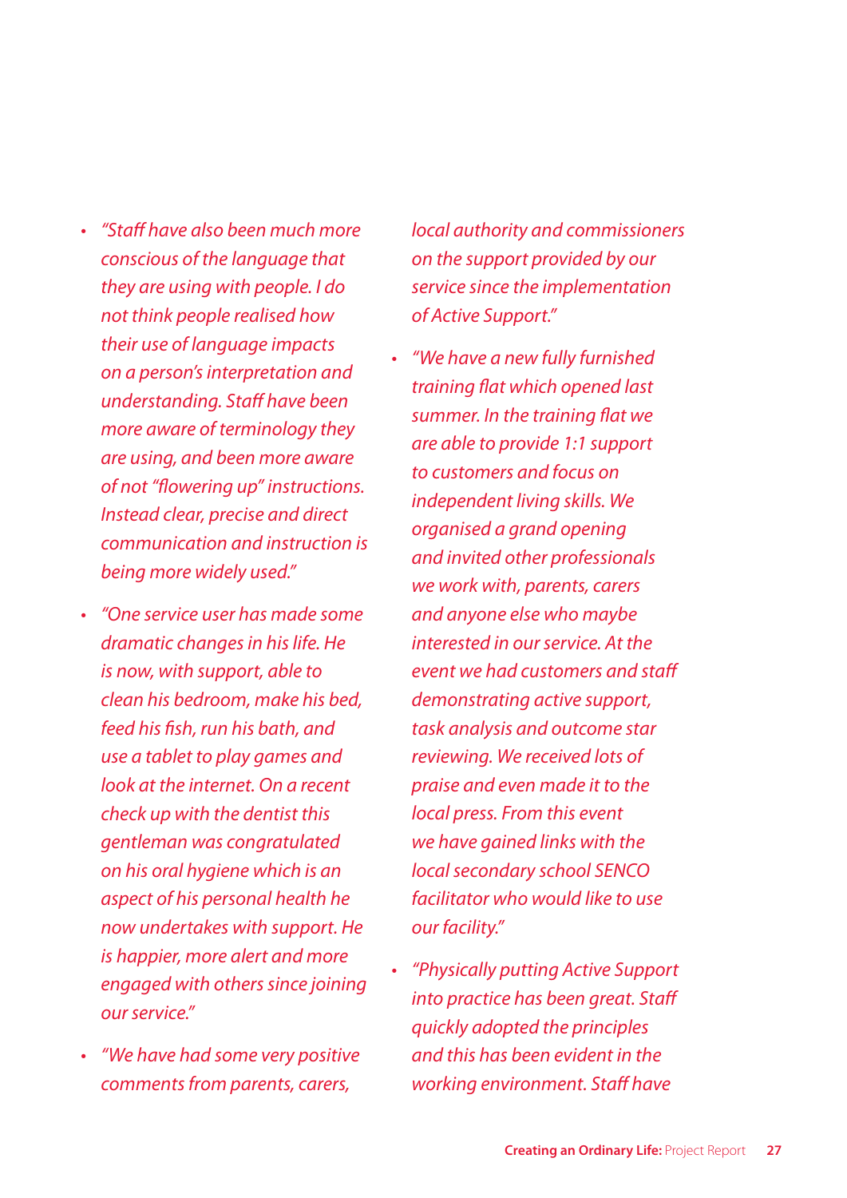- *"Staff have also been much more conscious of the language that they are using with people. I do not think people realised how their use of language impacts on a person's interpretation and understanding. Staff have been more aware of terminology they are using, and been more aware of not "flowering up" instructions. Instead clear, precise and direct communication and instruction is being more widely used."*
- *"One service user has made some dramatic changes in his life. He is now, with support, able to clean his bedroom, make his bed, feed his fish, run his bath, and use a tablet to play games and look at the internet. On a recent check up with the dentist this gentleman was congratulated on his oral hygiene which is an aspect of his personal health he now undertakes with support. He is happier, more alert and more engaged with others since joining our service."*
- *"We have had some very positive comments from parents, carers, local authority and commissioners on the support provided by our service since the implementation of Active Support."*
- *"We have a new fully furnished training flat which opened last summer. In the training flat we are able to provide 1:1 support to customers and focus on independent living skills. We organised a grand opening and invited other professionals we work with, parents, carers and anyone else who maybe interested in our service. At the event we had customers and staff demonstrating active support, task analysis and outcome star reviewing. We received lots of praise and even made it to the local press. From this event we have gained links with the local secondary school SENCO facilitator who would like to use our facility."*
- *"Physically putting Active Support into practice has been great. Staff quickly adopted the principles and this has been evident in the working environment. Staff have*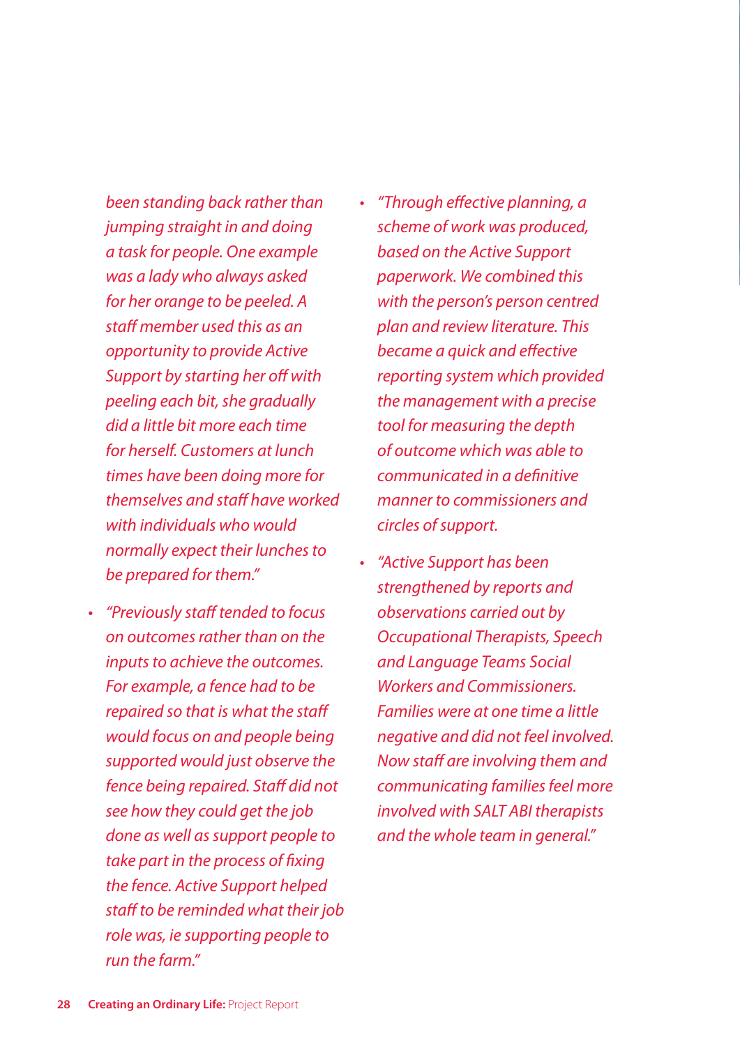*been standing back rather than jumping straight in and doing a task for people. One example was a lady who always asked for her orange to be peeled. A staff member used this as an opportunity to provide Active Support by starting her off with peeling each bit, she gradually did a little bit more each time for herself. Customers at lunch times have been doing more for themselves and staff have worked with individuals who would normally expect their lunches to be prepared for them."*

- *"Previously staff tended to focus on outcomes rather than on the inputs to achieve the outcomes. For example, a fence had to be repaired so that is what the staff would focus on and people being supported would just observe the fence being repaired. Staff did not see how they could get the job done as well as support people to take part in the process of fixing the fence. Active Support helped staff to be reminded what their job role was, ie supporting people to run the farm."*
- *"Through effective planning, a scheme of work was produced, based on the Active Support paperwork. We combined this with the person's person centred plan and review literature. This became a quick and effective reporting system which provided the management with a precise tool for measuring the depth of outcome which was able to communicated in a definitive manner to commissioners and circles of support.*
- *"Active Support has been strengthened by reports and observations carried out by Occupational Therapists, Speech and Language Teams Social Workers and Commissioners. Families were at one time a little negative and did not feel involved. Now staff are involving them and communicating families feel more involved with SALT ABI therapists and the whole team in general."*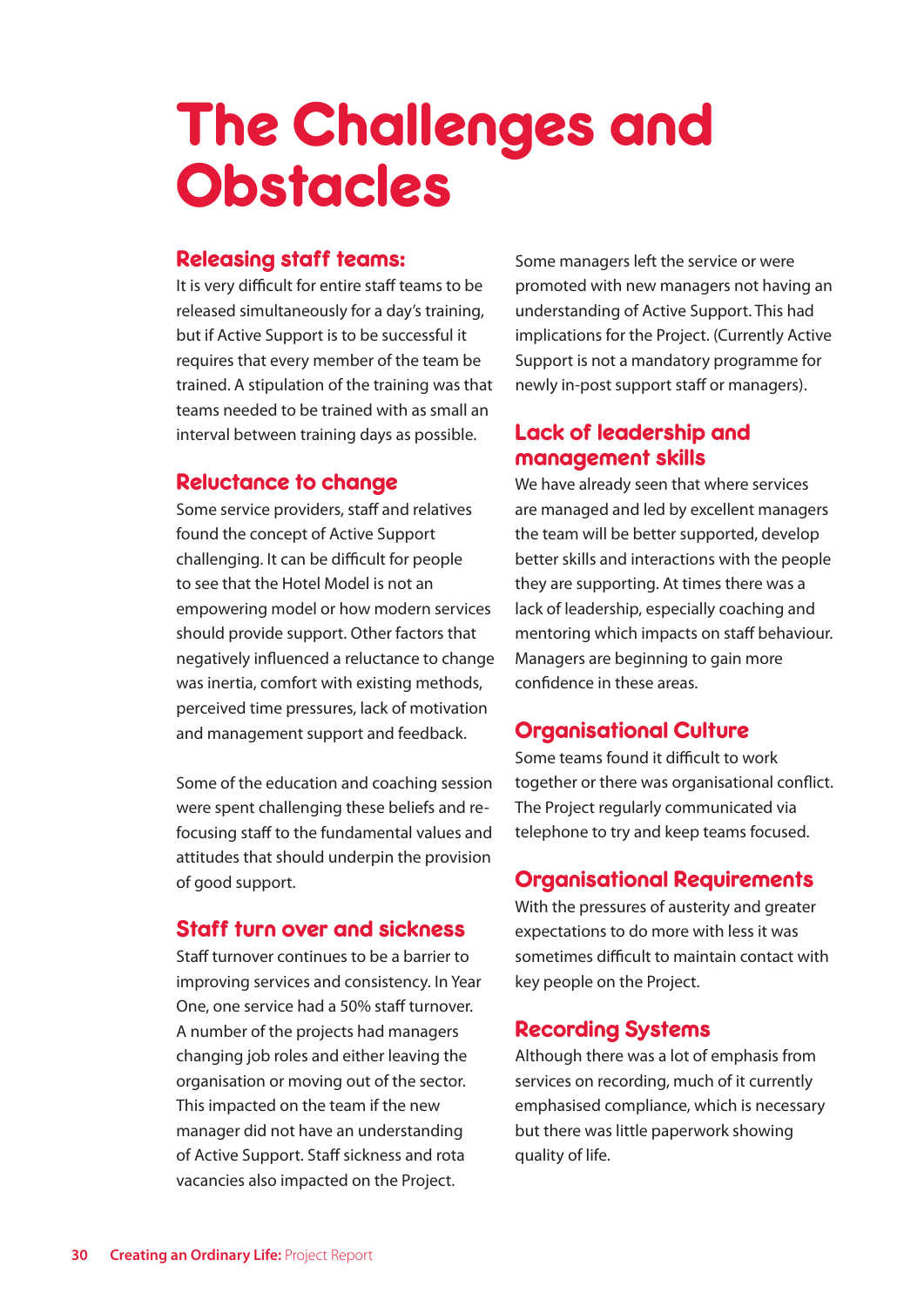# The Challenges and Obstacles

## Releasing staff teams:

It is very difficult for entire staff teams to be released simultaneously for a day's training, but if Active Support is to be successful it requires that every member of the team be trained. A stipulation of the training was that teams needed to be trained with as small an interval between training days as possible.

## Reluctance to change

Some service providers, staff and relatives found the concept of Active Support challenging. It can be difficult for people to see that the Hotel Model is not an empowering model or how modern services should provide support. Other factors that negatively influenced a reluctance to change was inertia, comfort with existing methods, perceived time pressures, lack of motivation and management support and feedback.

Some of the education and coaching session were spent challenging these beliefs and re-focusing staff to the fundamental values and attitudes that should underpin the provision of good support.

## Staff turn over and sickness

Staff turnover continues to be a barrier to improving services and consistency. In Year One, one service had a 50% staff turnover. A number of the projects had managers changing job roles and either leaving the organisation or moving out of the sector. This impacted on the team if the new manager did not have an understanding of Active Support. Staff sickness and rota vacancies also impacted on the Project.

Some managers left the service or were promoted with new managers not having an understanding of Active Support. This had implications for the Project. (Currently Active Support is not a mandatory programme for newly in-post support staff or managers).

## Lack of leadership and management skills

We have already seen that where services are managed and led by excellent managers the team will be better supported, develop better skills and interactions with the people they are supporting. At times there was a lack of leadership, especially coaching and mentoring which impacts on staff behaviour. Managers are beginning to gain more confidence in these areas.

## Organisational Culture

Some teams found it difficult to work together or there was organisational conflict. The Project regularly communicated via telephone to try and keep teams focused.

## Organisational Requirements

With the pressures of austerity and greater expectations to do more with less it was sometimes difficult to maintain contact with key people on the Project.

## Recording Systems

Although there was a lot of emphasis from services on recording, much of it currently emphasised compliance, which is necessary but there was little paperwork showing quality of life.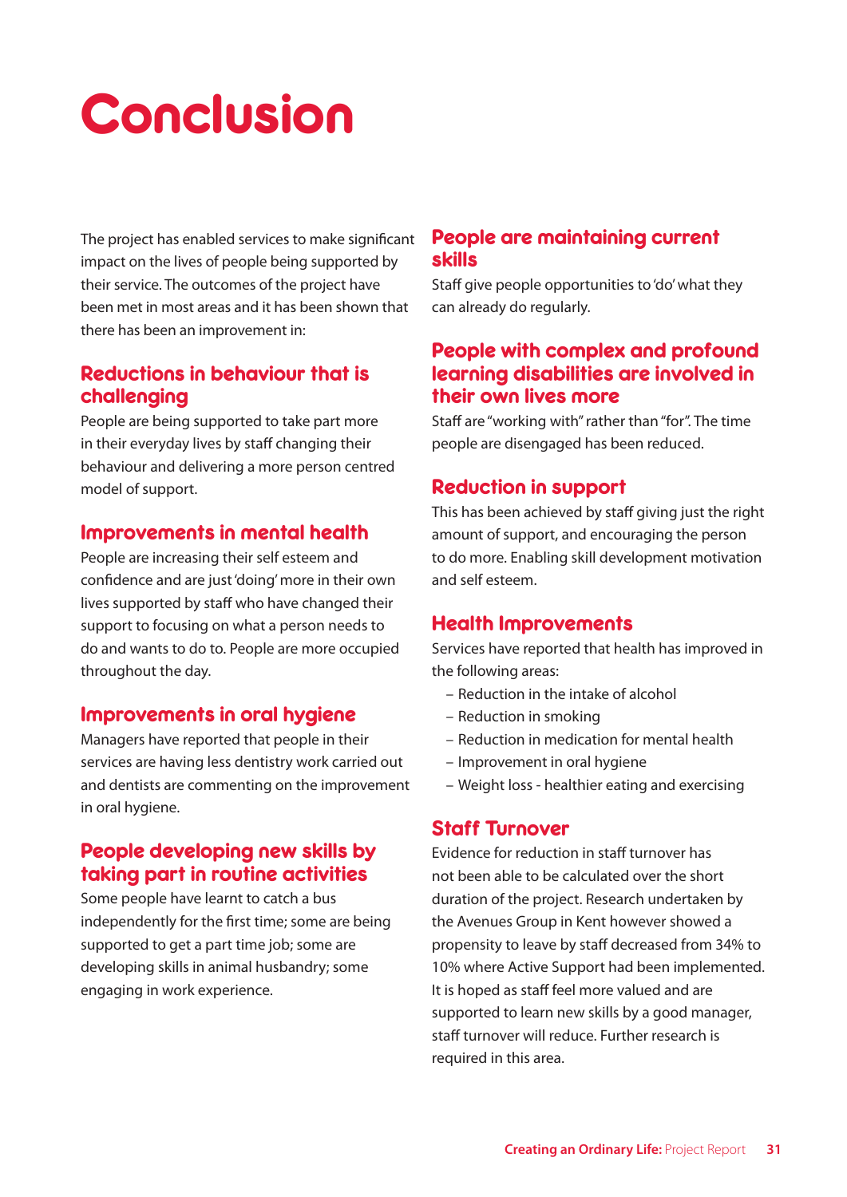# Conclusion

The project has enabled services to make significant impact on the lives of people being supported by their service. The outcomes of the project have been met in most areas and it has been shown that there has been an improvement in:

## Reductions in behaviour that is challenging

People are being supported to take part more in their everyday lives by staff changing their behaviour and delivering a more person centred model of support.

## Improvements in mental health

People are increasing their self esteem and confidence and are just 'doing' more in their own lives supported by staff who have changed their support to focusing on what a person needs to do and wants to do. People are more occupied throughout the day.

## Improvements in oral hygiene

Managers have reported that people in their services are having less dentistry work carried out and dentists are commenting on the improvement in oral hygiene.

## People developing new skills by taking part in routine activities

Some people have learnt to catch a bus independently for the first time; some are being supported to get a part time job; some are developing skills in animal husbandry; some engaging in work experience.

## People are maintaining current skills

Staff give people opportunities to 'do' what they can already do regularly.

## People with complex and profound learning disabilities are involved in their own lives more

Staff are "working with" rather than "for". The time people are disengaged has been reduced.

## Reduction in support

This has been achieved by staff giving just the right amount of support, and encouraging the person to do more. Enabling skill development motivation and self esteem.

## Health Improvements

Services have reported that health has improved in the following areas:

- Reduction in the intake of alcohol
- Reduction in smoking
- Reduction in medication for mental health
- Improvement in oral hygiene
- Weight loss - healthier eating and exercising

## Staff Turnover

Evidence for reduction in staff turnover has not been able to be calculated over the short duration of the project. Research undertaken by the Avenues Group in Kent however showed a propensity to leave by staff decreased from 34% to 10% where Active Support had been implemented. It is hoped as staff feel more valued and are supported to learn new skills by a good manager, staff turnover will reduce. Further research is required in this area.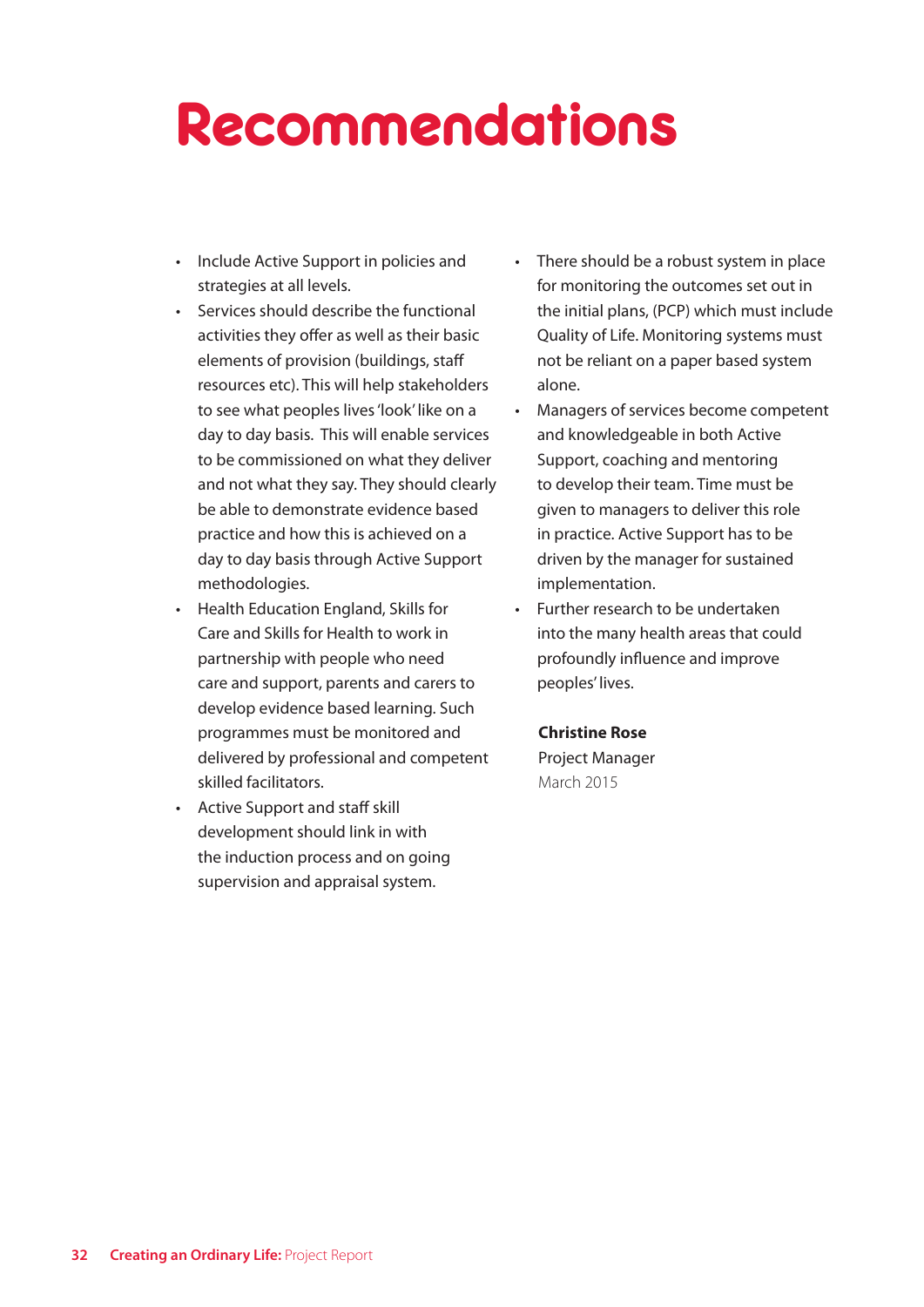# Recommendations

- Include Active Support in policies and strategies at all levels.
- Services should describe the functional activities they offer as well as their basic elements of provision (buildings, staff resources etc). This will help stakeholders to see what peoples lives 'look' like on a day to day basis. This will enable services to be commissioned on what they deliver and not what they say. They should clearly be able to demonstrate evidence based practice and how this is achieved on a day to day basis through Active Support methodologies.
- Health Education England, Skills for Care and Skills for Health to work in partnership with people who need care and support, parents and carers to develop evidence based learning. Such programmes must be monitored and delivered by professional and competent skilled facilitators.
- Active Support and staff skill development should link in with the induction process and on going supervision and appraisal system.
- There should be a robust system in place for monitoring the outcomes set out in the initial plans, (PCP) which must include Quality of Life. Monitoring systems must not be reliant on a paper based system alone.
- Managers of services become competent and knowledgeable in both Active Support, coaching and mentoring to develop their team. Time must be given to managers to deliver this role in practice. Active Support has to be driven by the manager for sustained implementation.
- Further research to be undertaken into the many health areas that could profoundly influence and improve peoples' lives.

**Christine Rose**
Project Manager
March 2015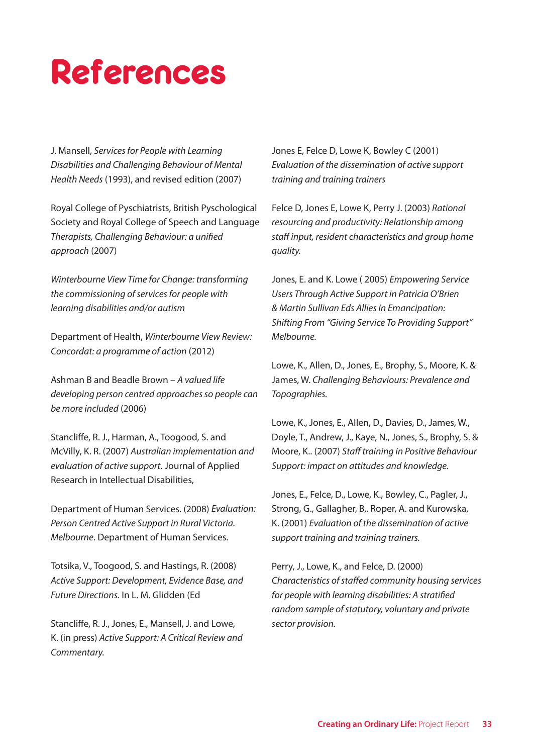# References

J. Mansell, *Services for People with Learning Disabilities and Challenging Behaviour of Mental Health Needs* (1993), and revised edition (2007)

Royal College of Pyschiatrists, British Pyschological Society and Royal College of Speech and Language Therapists, *Challenging Behaviour: a unified approach* (2007)

*Winterbourne View Time for Change: transforming the commissioning of services for people with learning disabilities and/or autism*

Department of Health, *Winterbourne View Review: Concordat: a programme of action* (2012)

Ashman B and Beadle Brown – *A valued life developing person centred approaches so people can be more included* (2006)

Stancliffe, R. J., Harman, A., Toogood, S. and McVilly, K. R. (2007) *Australian implementation and evaluation of active support.* Journal of Applied Research in Intellectual Disabilities,

Department of Human Services. (2008) *Evaluation: Person Centred Active Support in Rural Victoria. Melbourne*. Department of Human Services.

Totsika, V., Toogood, S. and Hastings, R. (2008) *Active Support: Development, Evidence Base, and Future Directions.* In L. M. Glidden (Ed

Stancliffe, R. J., Jones, E., Mansell, J. and Lowe, K. (in press) *Active Support: A Critical Review and Commentary.*

Jones E, Felce D, Lowe K, Bowley C (2001) *Evaluation of the dissemination of active support training and training trainers*

Felce D, Jones E, Lowe K, Perry J. (2003) *Rational resourcing and productivity: Relationship among staff input, resident characteristics and group home quality.*

Jones, E. and K. Lowe ( 2005) *Empowering Service Users Through Active Support in Patricia O'Brien & Martin Sullivan Eds Allies In Emancipation: Shifting From "Giving Service To Providing Support" Melbourne.*

Lowe, K., Allen, D., Jones, E., Brophy, S., Moore, K. & James, W. *Challenging Behaviours: Prevalence and Topographies.*

Lowe, K., Jones, E., Allen, D., Davies, D., James, W., Doyle, T., Andrew, J., Kaye, N., Jones, S., Brophy, S. & Moore, K.. (2007) *Staff training in Positive Behaviour Support: impact on attitudes and knowledge.*

Jones, E., Felce, D., Lowe, K., Bowley, C., Pagler, J., Strong, G., Gallagher, B,. Roper, A. and Kurowska, K. (2001) *Evaluation of the dissemination of active support training and training trainers.*

Perry, J., Lowe, K., and Felce, D. (2000) *Characteristics of staffed community housing services for people with learning disabilities: A stratified random sample of statutory, voluntary and private sector provision.*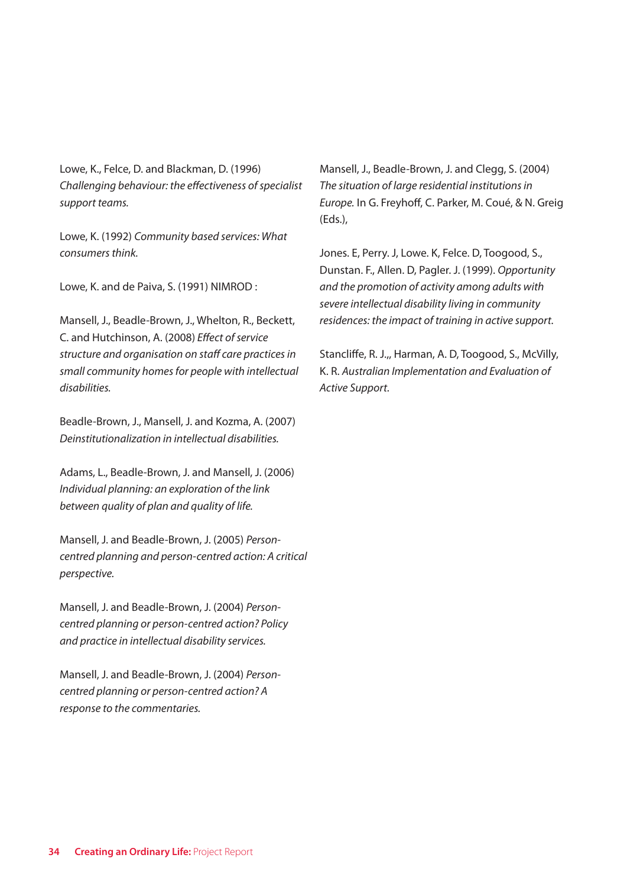Lowe, K., Felce, D. and Blackman, D. (1996) *Challenging behaviour: the effectiveness of specialist support teams.*

Lowe, K. (1992) *Community based services: What consumers think.*

Lowe, K. and de Paiva, S. (1991) NIMROD :

Mansell, J., Beadle-Brown, J., Whelton, R., Beckett, C. and Hutchinson, A. (2008) *Effect of service structure and organisation on staff care practices in small community homes for people with intellectual disabilities.*

Beadle-Brown, J., Mansell, J. and Kozma, A. (2007) *Deinstitutionalization in intellectual disabilities.*

Adams, L., Beadle-Brown, J. and Mansell, J. (2006) *Individual planning: an exploration of the link between quality of plan and quality of life.*

Mansell, J. and Beadle-Brown, J. (2005) *Person-centred planning and person-centred action: A critical perspective.*

Mansell, J. and Beadle-Brown, J. (2004) *Person-centred planning or person-centred action? Policy and practice in intellectual disability services.*

Mansell, J. and Beadle-Brown, J. (2004) *Person-centred planning or person-centred action? A response to the commentaries.*

Mansell, J., Beadle-Brown, J. and Clegg, S. (2004) *The situation of large residential institutions in Europe.* In G. Freyhoff, C. Parker, M. Coué, & N. Greig (Eds.),

Jones. E, Perry. J, Lowe. K, Felce. D, Toogood, S., Dunstan. F., Allen. D, Pagler. J. (1999). *Opportunity and the promotion of activity among adults with severe intellectual disability living in community residences: the impact of training in active support.*

Stancliffe, R. J.,, Harman, A. D, Toogood, S., McVilly, K. R. *Australian Implementation and Evaluation of Active Support.*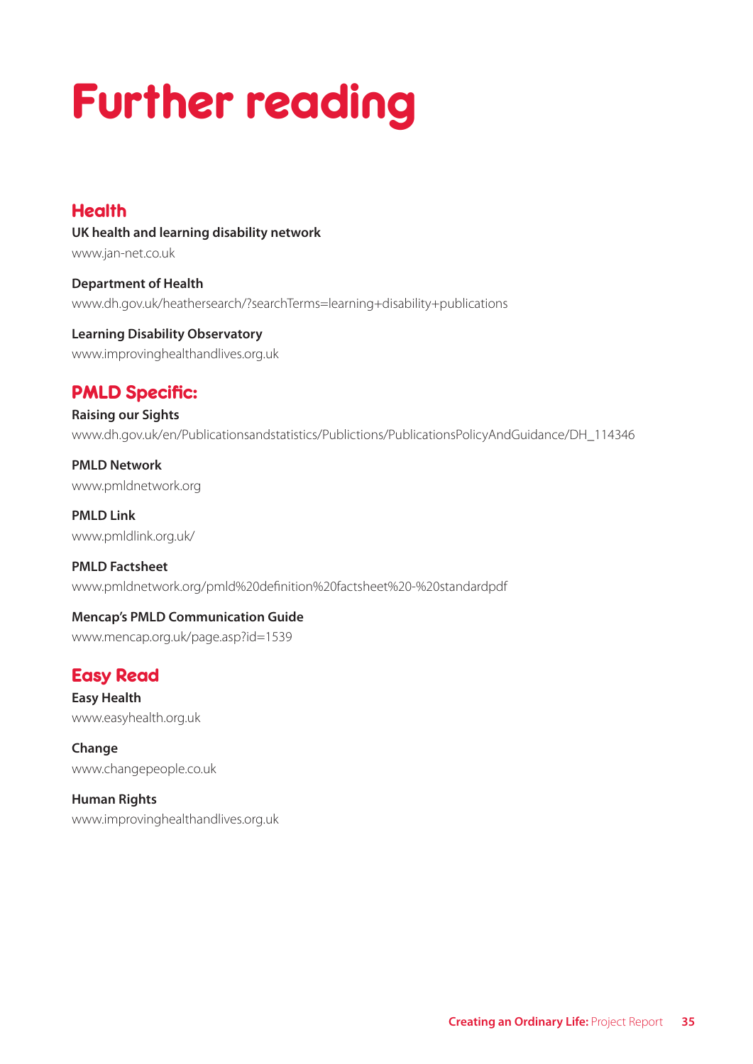# Further reading

## Health

**UK health and learning disability network**
www.jan-net.co.uk

**Department of Health**
www.dh.gov.uk/heathersearch/?searchTerms=learning+disability+publications

**Learning Disability Observatory**
www.improvinghealthandlives.org.uk

## PMLD Specific:

**Raising our Sights**
www.dh.gov.uk/en/Publicationsandstatistics/Publictions/PublicationsPolicyAndGuidance/DH_114346

**PMLD Network**
www.pmldnetwork.org

**PMLD Link**
www.pmldlink.org.uk/

**PMLD Factsheet**
www.pmldnetwork.org/pmld%20definition%20factsheet%20-%20standardpdf

**Mencap's PMLD Communication Guide**
www.mencap.org.uk/page.asp?id=1539

## Easy Read

**Easy Health**
www.easyhealth.org.uk

**Change**
www.changepeople.co.uk

**Human Rights**
www.improvinghealthandlives.org.uk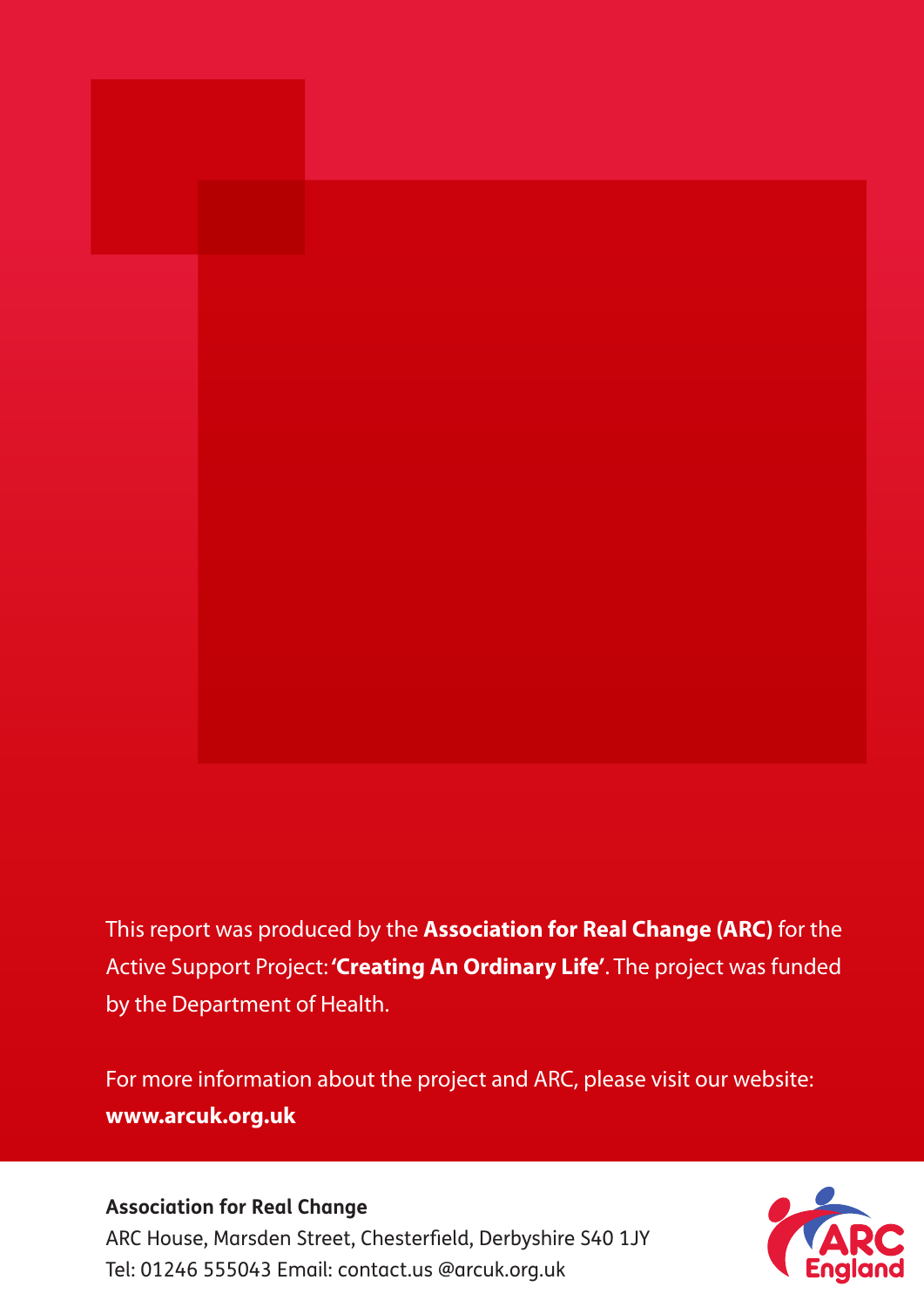This report was produced by the **Association for Real Change (ARC)** for the Active Support Project: **'Creating An Ordinary Life'**. The project was funded by the Department of Health.

For more information about the project and ARC, please visit our website: **www.arcuk.org.uk**

**Association for Real Change**
ARC House, Marsden Street, Chesterfield, Derbyshire S40 1JY
Tel: 01246 555043 Email: contact.us @arcuk.org.uk

ARC England